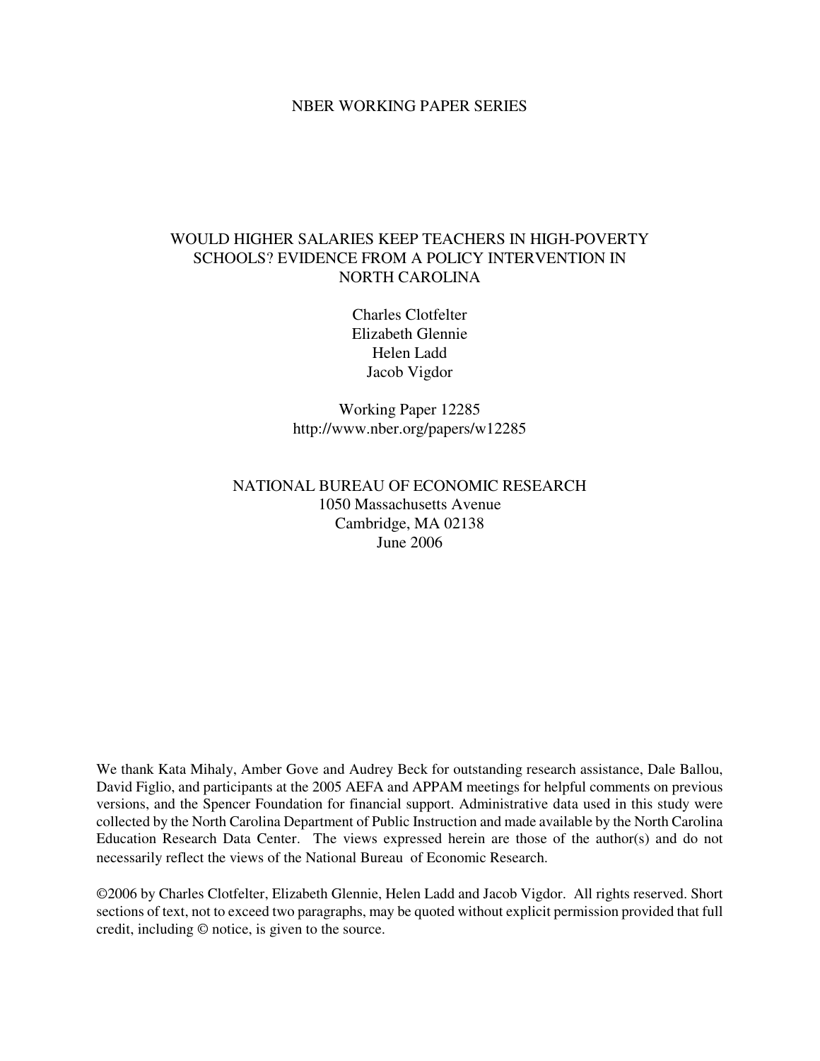NBER WORKING PAPER SERIES

# WOULD HIGHER SALARIES KEEP TEACHERS IN HIGH-POVERTY SCHOOLS? EVIDENCE FROM A POLICY INTERVENTION IN NORTH CAROLINA

Charles Clotfelter
Elizabeth Glennie
Helen Ladd
Jacob Vigdor

Working Paper 12285
http://www.nber.org/papers/w12285

NATIONAL BUREAU OF ECONOMIC RESEARCH
1050 Massachusetts Avenue
Cambridge, MA 02138
June 2006

We thank Kata Mihaly, Amber Gove and Audrey Beck for outstanding research assistance, Dale Ballou, David Figlio, and participants at the 2005 AEFA and APPAM meetings for helpful comments on previous versions, and the Spencer Foundation for financial support. Administrative data used in this study were collected by the North Carolina Department of Public Instruction and made available by the North Carolina Education Research Data Center. The views expressed herein are those of the author(s) and do not necessarily reflect the views of the National Bureau of Economic Research.

©2006 by Charles Clotfelter, Elizabeth Glennie, Helen Ladd and Jacob Vigdor. All rights reserved. Short sections of text, not to exceed two paragraphs, may be quoted without explicit permission provided that full credit, including © notice, is given to the source.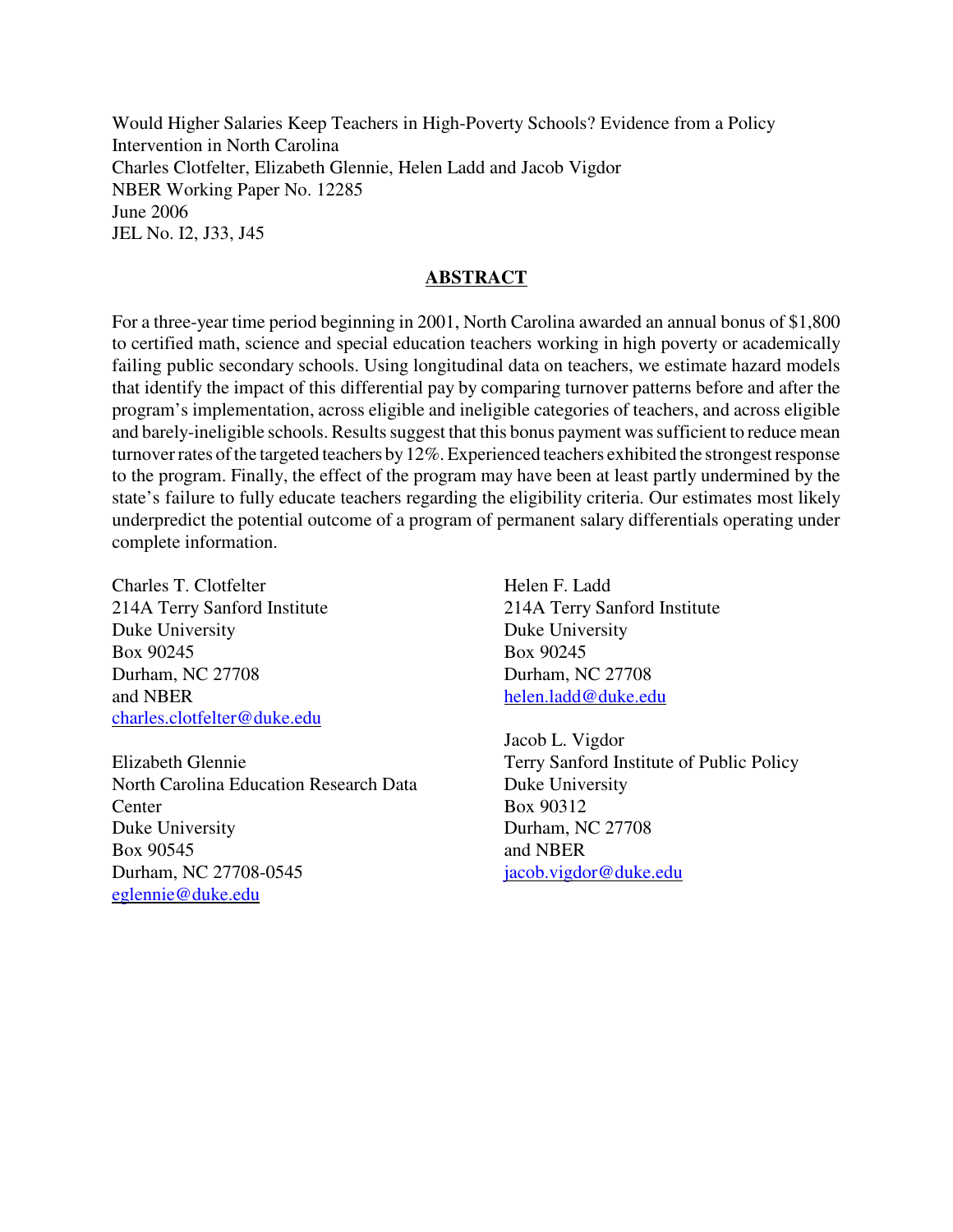Would Higher Salaries Keep Teachers in High-Poverty Schools? Evidence from a Policy Intervention in North Carolina
Charles Clotfelter, Elizabeth Glennie, Helen Ladd and Jacob Vigdor
NBER Working Paper No. 12285
June 2006
JEL No. I2, J33, J45

## ABSTRACT

For a three-year time period beginning in 2001, North Carolina awarded an annual bonus of $1,800 to certified math, science and special education teachers working in high poverty or academically failing public secondary schools. Using longitudinal data on teachers, we estimate hazard models that identify the impact of this differential pay by comparing turnover patterns before and after the program's implementation, across eligible and ineligible categories of teachers, and across eligible and barely-ineligible schools. Results suggest that this bonus payment was sufficient to reduce mean turnover rates of the targeted teachers by 12%. Experienced teachers exhibited the strongest response to the program. Finally, the effect of the program may have been at least partly undermined by the state's failure to fully educate teachers regarding the eligibility criteria. Our estimates most likely underpredict the potential outcome of a program of permanent salary differentials operating under complete information.

Charles T. Clotfelter
214A Terry Sanford Institute
Duke University
Box 90245
Durham, NC 27708
and NBER
charles.clotfelter@duke.edu

Elizabeth Glennie
North Carolina Education Research Data Center
Duke University
Box 90545
Durham, NC 27708-0545
eglennie@duke.edu

Helen F. Ladd
214A Terry Sanford Institute
Duke University
Box 90245
Durham, NC 27708
helen.ladd@duke.edu

Jacob L. Vigdor
Terry Sanford Institute of Public Policy
Duke University
Box 90312
Durham, NC 27708
and NBER
jacob.vigdor@duke.edu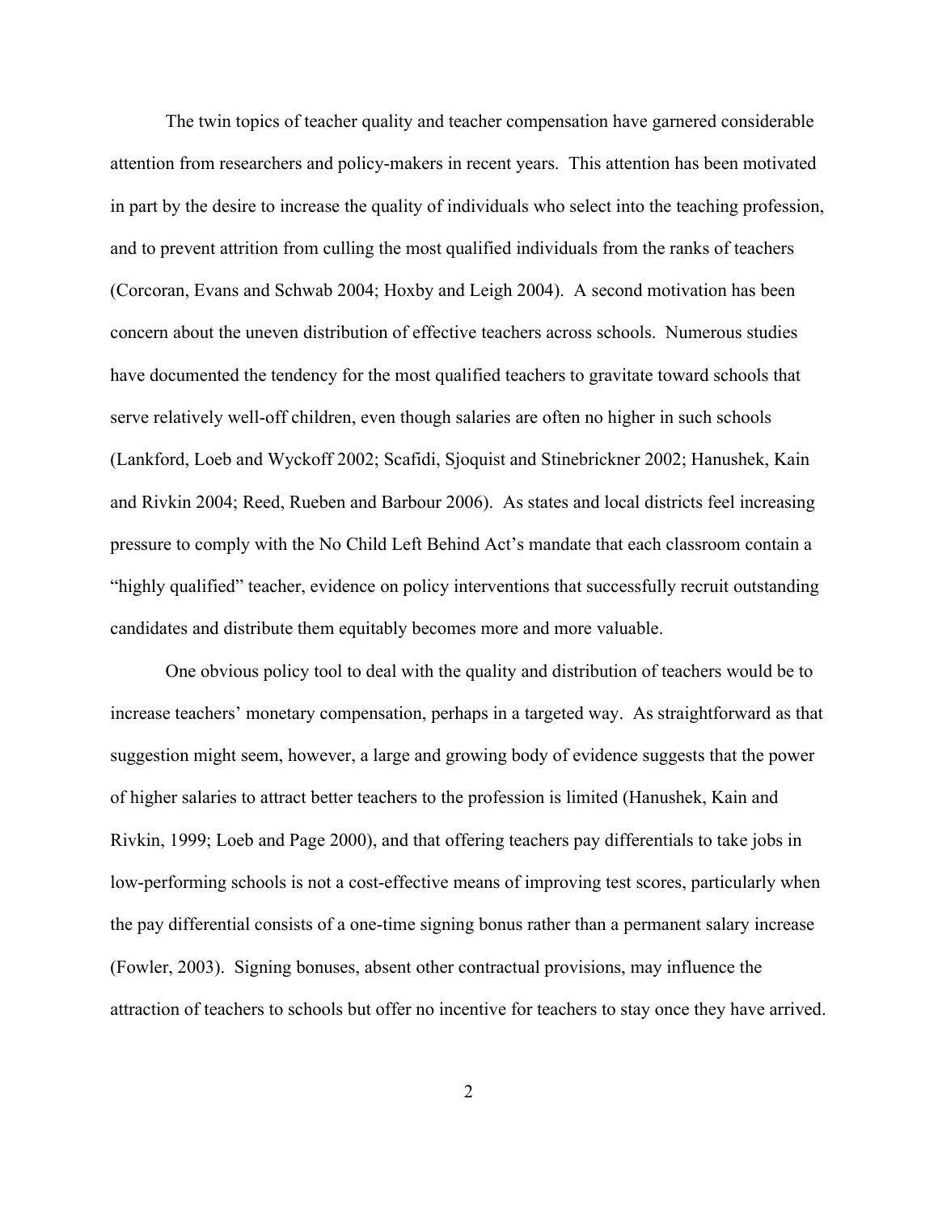The twin topics of teacher quality and teacher compensation have garnered considerable attention from researchers and policy-makers in recent years. This attention has been motivated in part by the desire to increase the quality of individuals who select into the teaching profession, and to prevent attrition from culling the most qualified individuals from the ranks of teachers (Corcoran, Evans and Schwab 2004; Hoxby and Leigh 2004). A second motivation has been concern about the uneven distribution of effective teachers across schools. Numerous studies have documented the tendency for the most qualified teachers to gravitate toward schools that serve relatively well-off children, even though salaries are often no higher in such schools (Lankford, Loeb and Wyckoff 2002; Scafidi, Sjoquist and Stinebrickner 2002; Hanushek, Kain and Rivkin 2004; Reed, Rueben and Barbour 2006). As states and local districts feel increasing pressure to comply with the No Child Left Behind Act's mandate that each classroom contain a "highly qualified" teacher, evidence on policy interventions that successfully recruit outstanding candidates and distribute them equitably becomes more and more valuable.

One obvious policy tool to deal with the quality and distribution of teachers would be to increase teachers' monetary compensation, perhaps in a targeted way. As straightforward as that suggestion might seem, however, a large and growing body of evidence suggests that the power of higher salaries to attract better teachers to the profession is limited (Hanushek, Kain and Rivkin, 1999; Loeb and Page 2000), and that offering teachers pay differentials to take jobs in low-performing schools is not a cost-effective means of improving test scores, particularly when the pay differential consists of a one-time signing bonus rather than a permanent salary increase (Fowler, 2003). Signing bonuses, absent other contractual provisions, may influence the attraction of teachers to schools but offer no incentive for teachers to stay once they have arrived.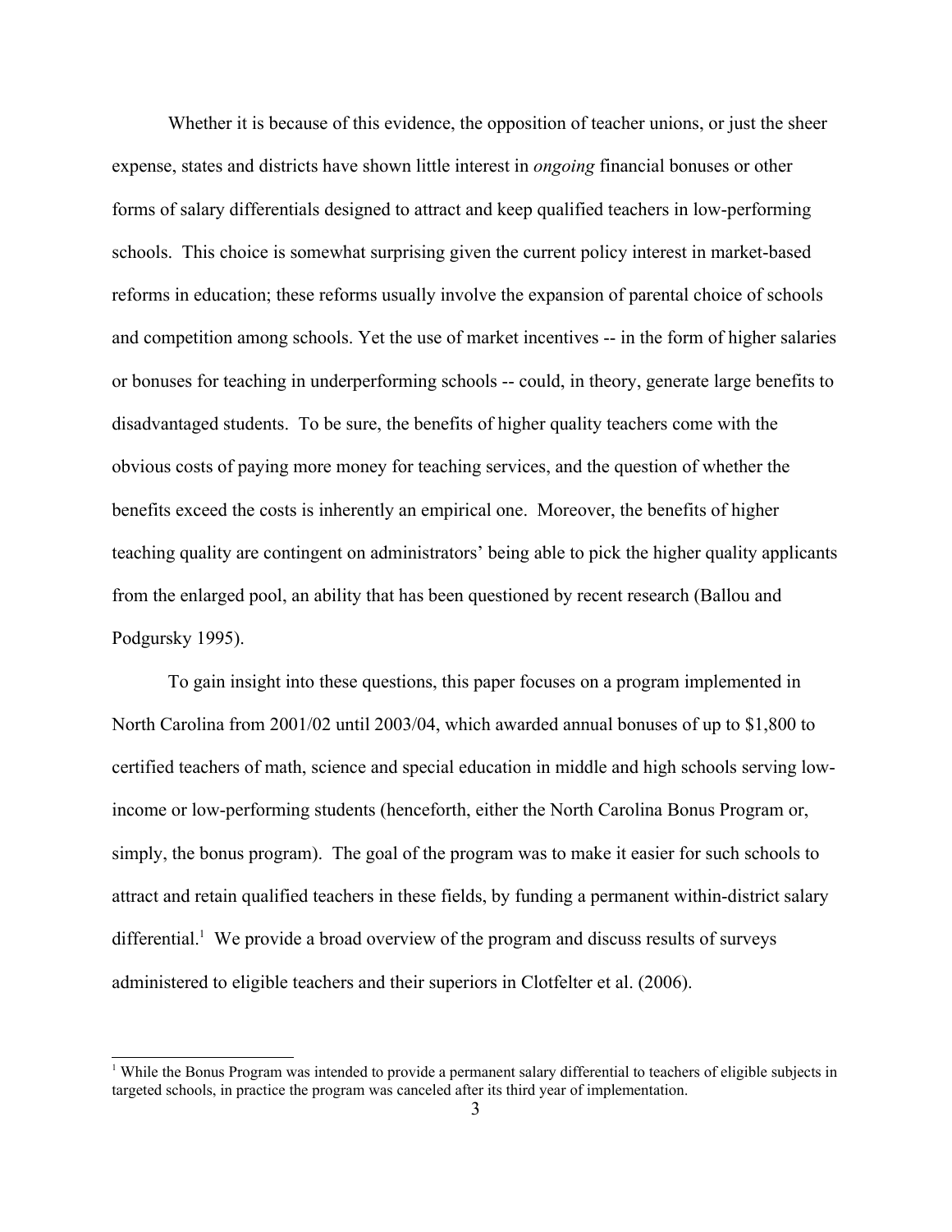Whether it is because of this evidence, the opposition of teacher unions, or just the sheer expense, states and districts have shown little interest in *ongoing* financial bonuses or other forms of salary differentials designed to attract and keep qualified teachers in low-performing schools. This choice is somewhat surprising given the current policy interest in market-based reforms in education; these reforms usually involve the expansion of parental choice of schools and competition among schools. Yet the use of market incentives -- in the form of higher salaries or bonuses for teaching in underperforming schools -- could, in theory, generate large benefits to disadvantaged students. To be sure, the benefits of higher quality teachers come with the obvious costs of paying more money for teaching services, and the question of whether the benefits exceed the costs is inherently an empirical one. Moreover, the benefits of higher teaching quality are contingent on administrators' being able to pick the higher quality applicants from the enlarged pool, an ability that has been questioned by recent research (Ballou and Podgursky 1995).

To gain insight into these questions, this paper focuses on a program implemented in North Carolina from 2001/02 until 2003/04, which awarded annual bonuses of up to $1,800 to certified teachers of math, science and special education in middle and high schools serving low-income or low-performing students (henceforth, either the North Carolina Bonus Program or, simply, the bonus program). The goal of the program was to make it easier for such schools to attract and retain qualified teachers in these fields, by funding a permanent within-district salary differential.[1] We provide a broad overview of the program and discuss results of surveys administered to eligible teachers and their superiors in Clotfelter et al. (2006).

[1] While the Bonus Program was intended to provide a permanent salary differential to teachers of eligible subjects in targeted schools, in practice the program was canceled after its third year of implementation.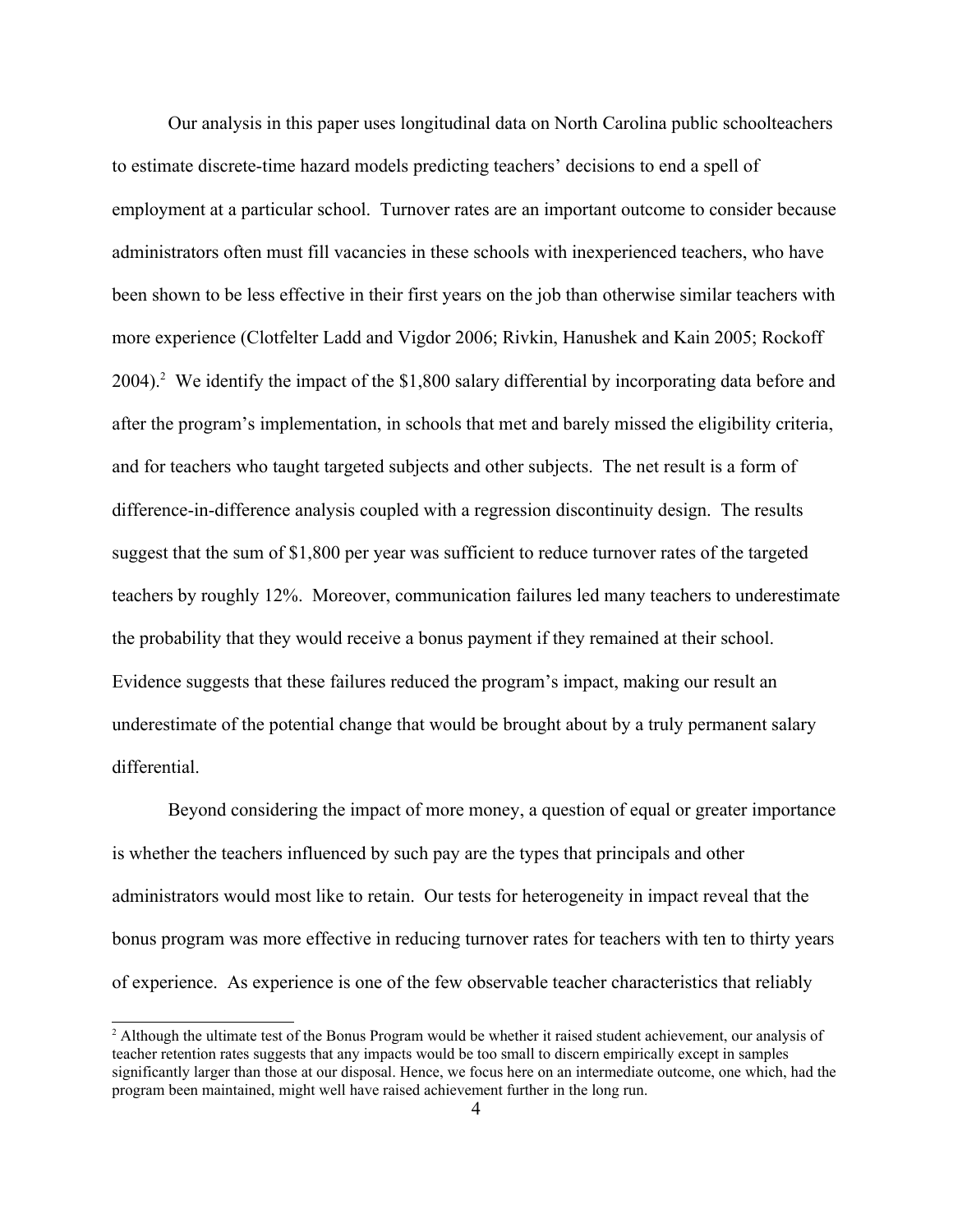Our analysis in this paper uses longitudinal data on North Carolina public schoolteachers to estimate discrete-time hazard models predicting teachers' decisions to end a spell of employment at a particular school. Turnover rates are an important outcome to consider because administrators often must fill vacancies in these schools with inexperienced teachers, who have been shown to be less effective in their first years on the job than otherwise similar teachers with more experience (Clotfelter Ladd and Vigdor 2006; Rivkin, Hanushek and Kain 2005; Rockoff 2004).[2] We identify the impact of the $1,800 salary differential by incorporating data before and after the program's implementation, in schools that met and barely missed the eligibility criteria, and for teachers who taught targeted subjects and other subjects. The net result is a form of difference-in-difference analysis coupled with a regression discontinuity design. The results suggest that the sum of $1,800 per year was sufficient to reduce turnover rates of the targeted teachers by roughly 12%. Moreover, communication failures led many teachers to underestimate the probability that they would receive a bonus payment if they remained at their school. Evidence suggests that these failures reduced the program's impact, making our result an underestimate of the potential change that would be brought about by a truly permanent salary differential.

Beyond considering the impact of more money, a question of equal or greater importance is whether the teachers influenced by such pay are the types that principals and other administrators would most like to retain. Our tests for heterogeneity in impact reveal that the bonus program was more effective in reducing turnover rates for teachers with ten to thirty years of experience. As experience is one of the few observable teacher characteristics that reliably

[2] Although the ultimate test of the Bonus Program would be whether it raised student achievement, our analysis of teacher retention rates suggests that any impacts would be too small to discern empirically except in samples significantly larger than those at our disposal. Hence, we focus here on an intermediate outcome, one which, had the program been maintained, might well have raised achievement further in the long run.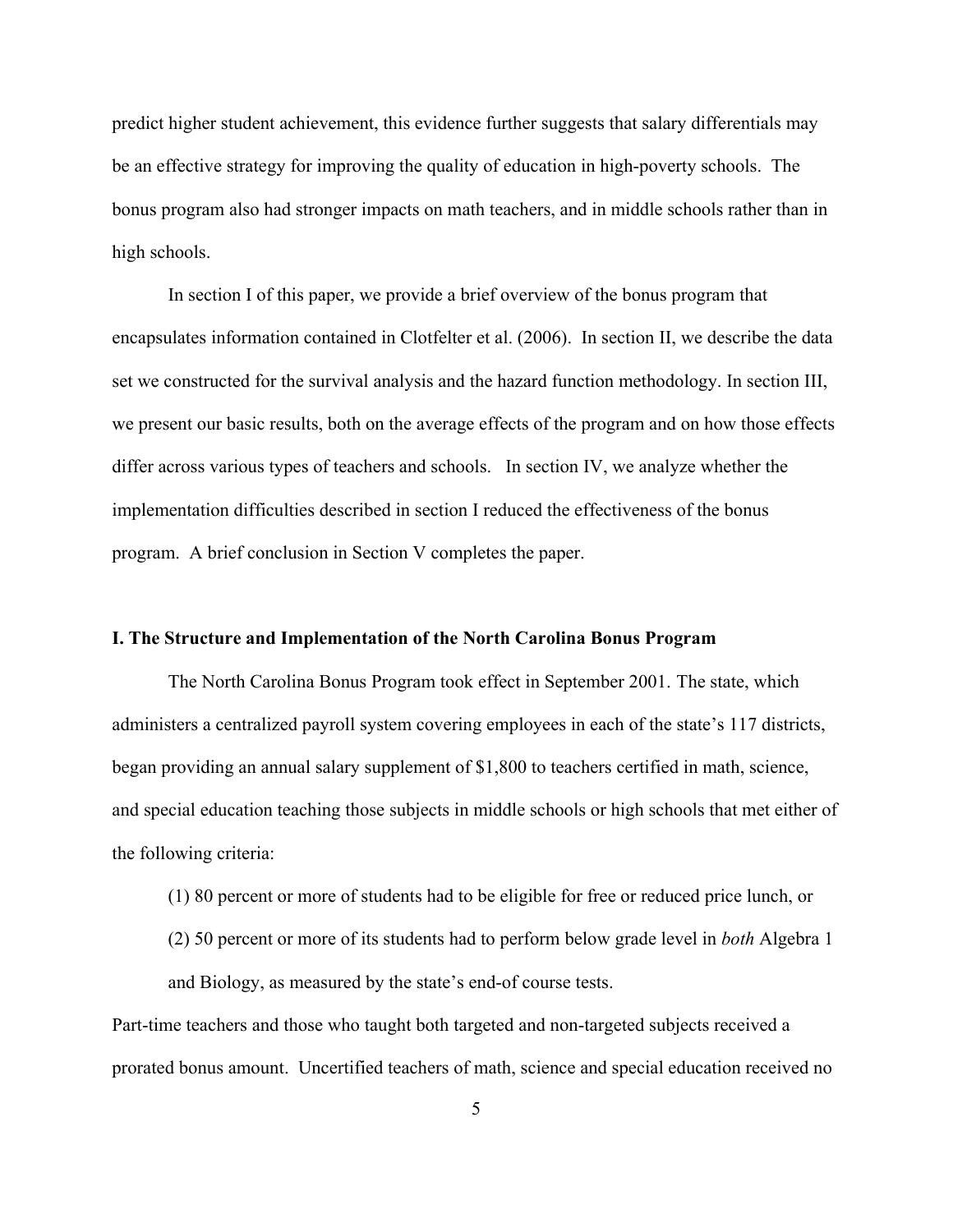predict higher student achievement, this evidence further suggests that salary differentials may be an effective strategy for improving the quality of education in high-poverty schools. The bonus program also had stronger impacts on math teachers, and in middle schools rather than in high schools.

In section I of this paper, we provide a brief overview of the bonus program that encapsulates information contained in Clotfelter et al. (2006). In section II, we describe the data set we constructed for the survival analysis and the hazard function methodology. In section III, we present our basic results, both on the average effects of the program and on how those effects differ across various types of teachers and schools. In section IV, we analyze whether the implementation difficulties described in section I reduced the effectiveness of the bonus program. A brief conclusion in Section V completes the paper.

## I. The Structure and Implementation of the North Carolina Bonus Program

The North Carolina Bonus Program took effect in September 2001. The state, which administers a centralized payroll system covering employees in each of the state's 117 districts, began providing an annual salary supplement of $1,800 to teachers certified in math, science, and special education teaching those subjects in middle schools or high schools that met either of the following criteria:

(1) 80 percent or more of students had to be eligible for free or reduced price lunch, or

(2) 50 percent or more of its students had to perform below grade level in *both* Algebra 1 and Biology, as measured by the state's end-of course tests.

Part-time teachers and those who taught both targeted and non-targeted subjects received a prorated bonus amount. Uncertified teachers of math, science and special education received no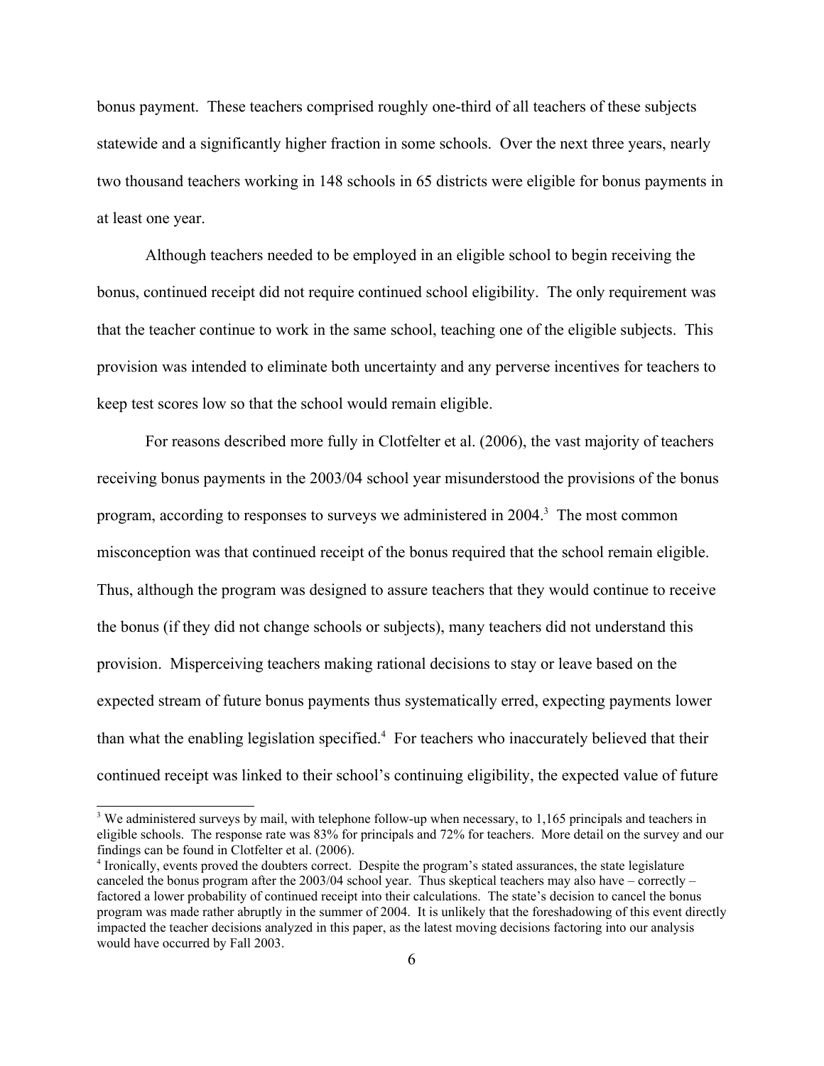bonus payment. These teachers comprised roughly one-third of all teachers of these subjects statewide and a significantly higher fraction in some schools. Over the next three years, nearly two thousand teachers working in 148 schools in 65 districts were eligible for bonus payments in at least one year.

Although teachers needed to be employed in an eligible school to begin receiving the bonus, continued receipt did not require continued school eligibility. The only requirement was that the teacher continue to work in the same school, teaching one of the eligible subjects. This provision was intended to eliminate both uncertainty and any perverse incentives for teachers to keep test scores low so that the school would remain eligible.

For reasons described more fully in Clotfelter et al. (2006), the vast majority of teachers receiving bonus payments in the 2003/04 school year misunderstood the provisions of the bonus program, according to responses to surveys we administered in 2004.[3] The most common misconception was that continued receipt of the bonus required that the school remain eligible. Thus, although the program was designed to assure teachers that they would continue to receive the bonus (if they did not change schools or subjects), many teachers did not understand this provision. Misperceiving teachers making rational decisions to stay or leave based on the expected stream of future bonus payments thus systematically erred, expecting payments lower than what the enabling legislation specified.[4] For teachers who inaccurately believed that their continued receipt was linked to their school's continuing eligibility, the expected value of future

---

[3] We administered surveys by mail, with telephone follow-up when necessary, to 1,165 principals and teachers in eligible schools. The response rate was 83% for principals and 72% for teachers. More detail on the survey and our findings can be found in Clotfelter et al. (2006).

[4] Ironically, events proved the doubters correct. Despite the program's stated assurances, the state legislature canceled the bonus program after the 2003/04 school year. Thus skeptical teachers may also have – correctly – factored a lower probability of continued receipt into their calculations. The state's decision to cancel the bonus program was made rather abruptly in the summer of 2004. It is unlikely that the foreshadowing of this event directly impacted the teacher decisions analyzed in this paper, as the latest moving decisions factoring into our analysis would have occurred by Fall 2003.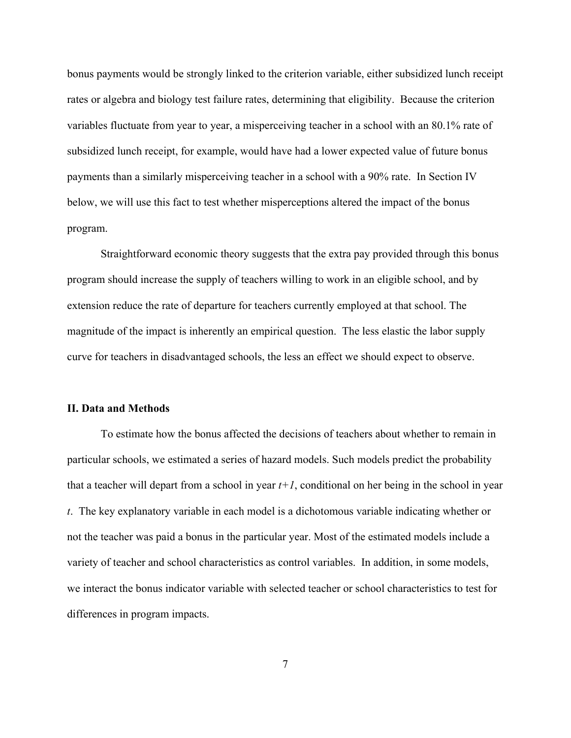bonus payments would be strongly linked to the criterion variable, either subsidized lunch receipt rates or algebra and biology test failure rates, determining that eligibility. Because the criterion variables fluctuate from year to year, a misperceiving teacher in a school with an 80.1% rate of subsidized lunch receipt, for example, would have had a lower expected value of future bonus payments than a similarly misperceiving teacher in a school with a 90% rate. In Section IV below, we will use this fact to test whether misperceptions altered the impact of the bonus program.

Straightforward economic theory suggests that the extra pay provided through this bonus program should increase the supply of teachers willing to work in an eligible school, and by extension reduce the rate of departure for teachers currently employed at that school. The magnitude of the impact is inherently an empirical question. The less elastic the labor supply curve for teachers in disadvantaged schools, the less an effect we should expect to observe.

## II. Data and Methods

To estimate how the bonus affected the decisions of teachers about whether to remain in particular schools, we estimated a series of hazard models. Such models predict the probability that a teacher will depart from a school in year $t+1$, conditional on her being in the school in year $t$. The key explanatory variable in each model is a dichotomous variable indicating whether or not the teacher was paid a bonus in the particular year. Most of the estimated models include a variety of teacher and school characteristics as control variables. In addition, in some models, we interact the bonus indicator variable with selected teacher or school characteristics to test for differences in program impacts.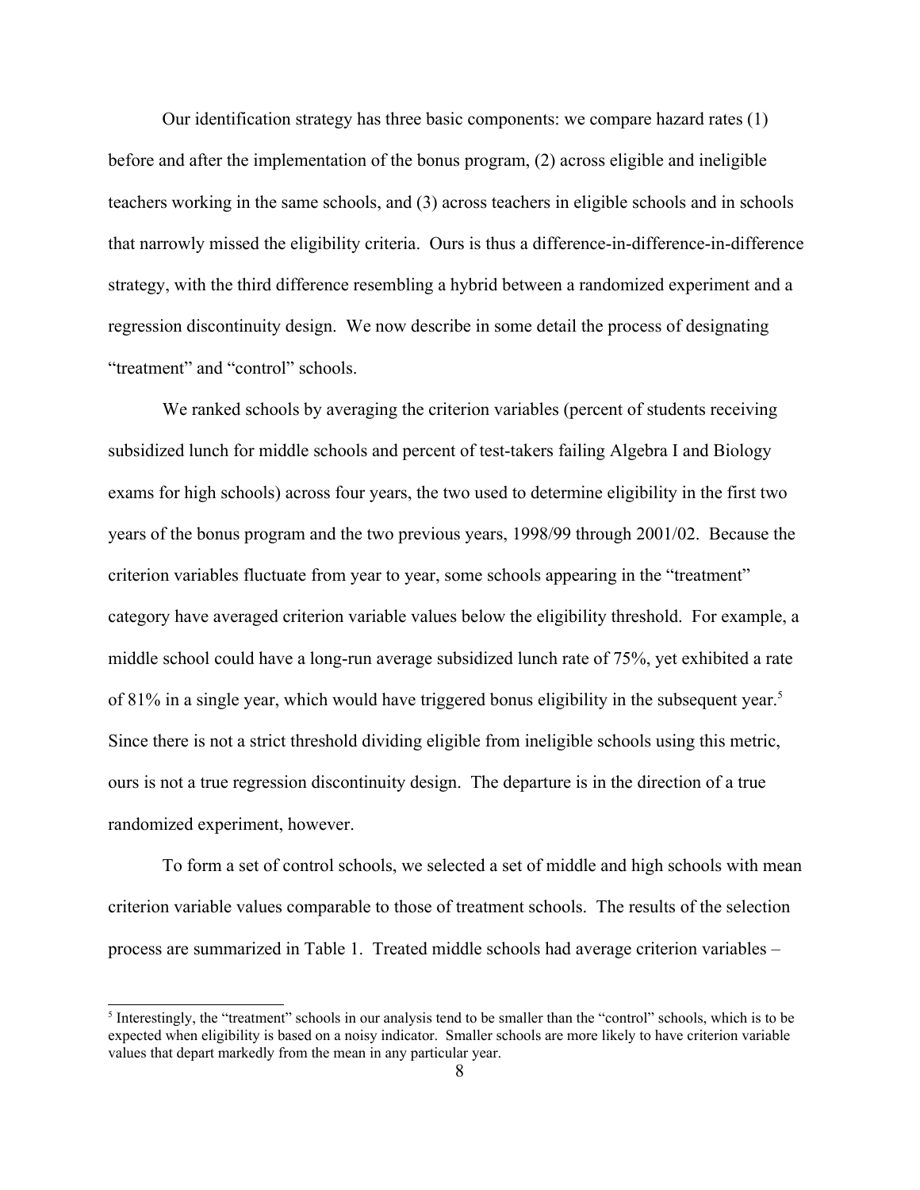Our identification strategy has three basic components: we compare hazard rates (1) before and after the implementation of the bonus program, (2) across eligible and ineligible teachers working in the same schools, and (3) across teachers in eligible schools and in schools that narrowly missed the eligibility criteria. Ours is thus a difference-in-difference-in-difference strategy, with the third difference resembling a hybrid between a randomized experiment and a regression discontinuity design. We now describe in some detail the process of designating "treatment" and "control" schools.

We ranked schools by averaging the criterion variables (percent of students receiving subsidized lunch for middle schools and percent of test-takers failing Algebra I and Biology exams for high schools) across four years, the two used to determine eligibility in the first two years of the bonus program and the two previous years, 1998/99 through 2001/02. Because the criterion variables fluctuate from year to year, some schools appearing in the "treatment" category have averaged criterion variable values below the eligibility threshold. For example, a middle school could have a long-run average subsidized lunch rate of 75%, yet exhibited a rate of 81% in a single year, which would have triggered bonus eligibility in the subsequent year.[5] Since there is not a strict threshold dividing eligible from ineligible schools using this metric, ours is not a true regression discontinuity design. The departure is in the direction of a true randomized experiment, however.

To form a set of control schools, we selected a set of middle and high schools with mean criterion variable values comparable to those of treatment schools. The results of the selection process are summarized in Table 1. Treated middle schools had average criterion variables –

[5] Interestingly, the "treatment" schools in our analysis tend to be smaller than the "control" schools, which is to be expected when eligibility is based on a noisy indicator. Smaller schools are more likely to have criterion variable values that depart markedly from the mean in any particular year.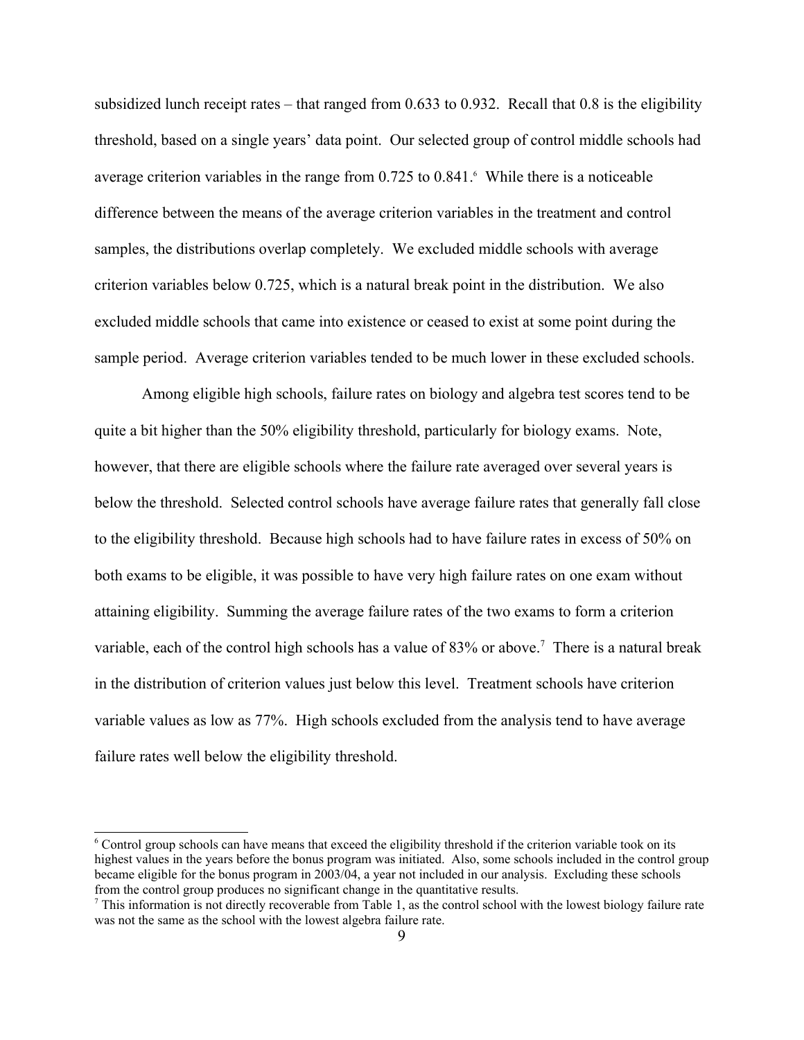subsidized lunch receipt rates – that ranged from 0.633 to 0.932. Recall that 0.8 is the eligibility threshold, based on a single years' data point. Our selected group of control middle schools had average criterion variables in the range from 0.725 to 0.841.[6] While there is a noticeable difference between the means of the average criterion variables in the treatment and control samples, the distributions overlap completely. We excluded middle schools with average criterion variables below 0.725, which is a natural break point in the distribution. We also excluded middle schools that came into existence or ceased to exist at some point during the sample period. Average criterion variables tended to be much lower in these excluded schools.

Among eligible high schools, failure rates on biology and algebra test scores tend to be quite a bit higher than the 50% eligibility threshold, particularly for biology exams. Note, however, that there are eligible schools where the failure rate averaged over several years is below the threshold. Selected control schools have average failure rates that generally fall close to the eligibility threshold. Because high schools had to have failure rates in excess of 50% on both exams to be eligible, it was possible to have very high failure rates on one exam without attaining eligibility. Summing the average failure rates of the two exams to form a criterion variable, each of the control high schools has a value of 83% or above.[7] There is a natural break in the distribution of criterion values just below this level. Treatment schools have criterion variable values as low as 77%. High schools excluded from the analysis tend to have average failure rates well below the eligibility threshold.

---

[6] Control group schools can have means that exceed the eligibility threshold if the criterion variable took on its highest values in the years before the bonus program was initiated. Also, some schools included in the control group became eligible for the bonus program in 2003/04, a year not included in our analysis. Excluding these schools from the control group produces no significant change in the quantitative results.

[7] This information is not directly recoverable from Table 1, as the control school with the lowest biology failure rate was not the same as the school with the lowest algebra failure rate.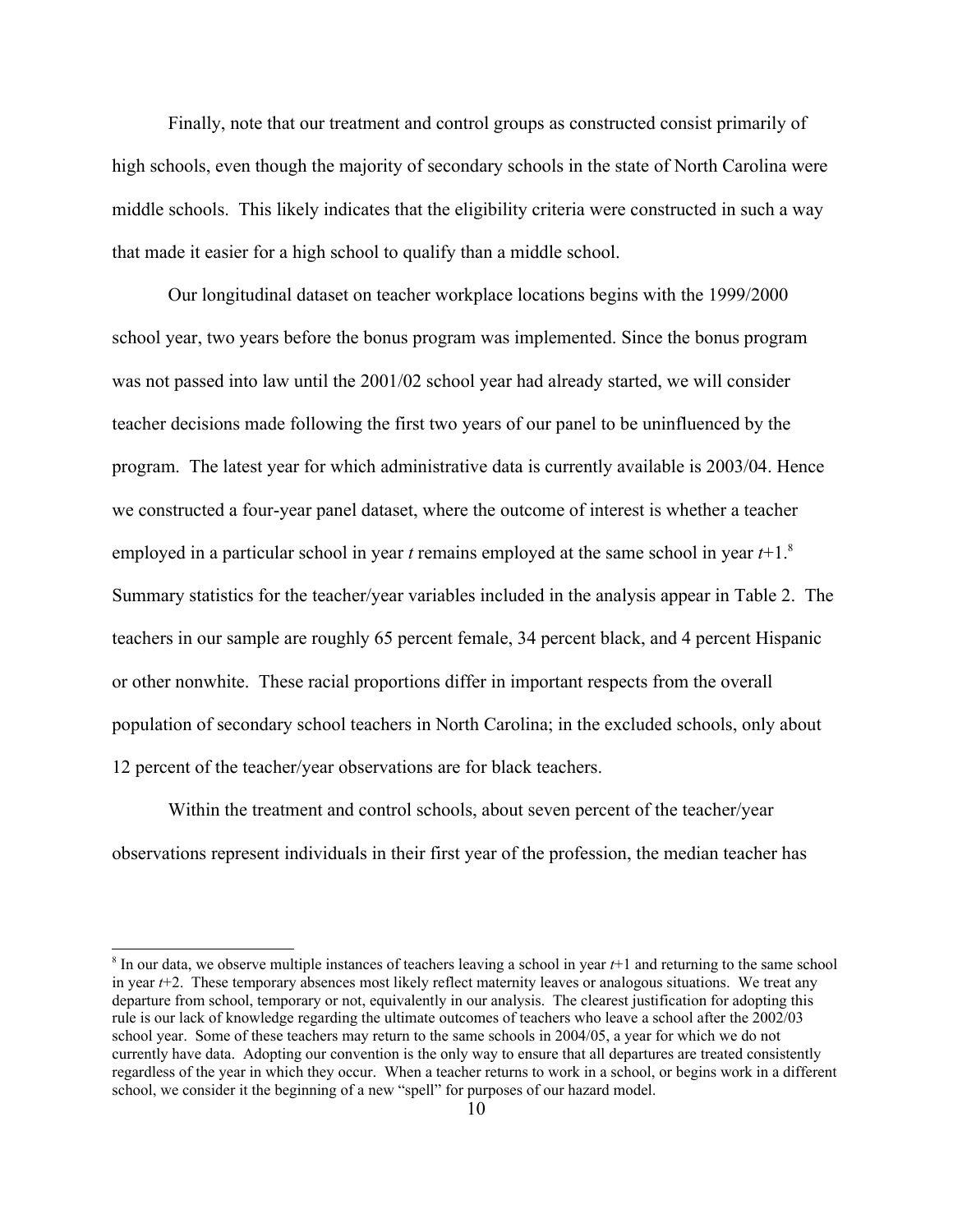Finally, note that our treatment and control groups as constructed consist primarily of high schools, even though the majority of secondary schools in the state of North Carolina were middle schools. This likely indicates that the eligibility criteria were constructed in such a way that made it easier for a high school to qualify than a middle school.

Our longitudinal dataset on teacher workplace locations begins with the 1999/2000 school year, two years before the bonus program was implemented. Since the bonus program was not passed into law until the 2001/02 school year had already started, we will consider teacher decisions made following the first two years of our panel to be uninfluenced by the program. The latest year for which administrative data is currently available is 2003/04. Hence we constructed a four-year panel dataset, where the outcome of interest is whether a teacher employed in a particular school in year $t$ remains employed at the same school in year $t$+1.[8] Summary statistics for the teacher/year variables included in the analysis appear in Table 2. The teachers in our sample are roughly 65 percent female, 34 percent black, and 4 percent Hispanic or other nonwhite. These racial proportions differ in important respects from the overall population of secondary school teachers in North Carolina; in the excluded schools, only about 12 percent of the teacher/year observations are for black teachers.

Within the treatment and control schools, about seven percent of the teacher/year observations represent individuals in their first year of the profession, the median teacher has

[8] In our data, we observe multiple instances of teachers leaving a school in year $t$+1 and returning to the same school in year $t$+2. These temporary absences most likely reflect maternity leaves or analogous situations. We treat any departure from school, temporary or not, equivalently in our analysis. The clearest justification for adopting this rule is our lack of knowledge regarding the ultimate outcomes of teachers who leave a school after the 2002/03 school year. Some of these teachers may return to the same schools in 2004/05, a year for which we do not currently have data. Adopting our convention is the only way to ensure that all departures are treated consistently regardless of the year in which they occur. When a teacher returns to work in a school, or begins work in a different school, we consider it the beginning of a new "spell" for purposes of our hazard model.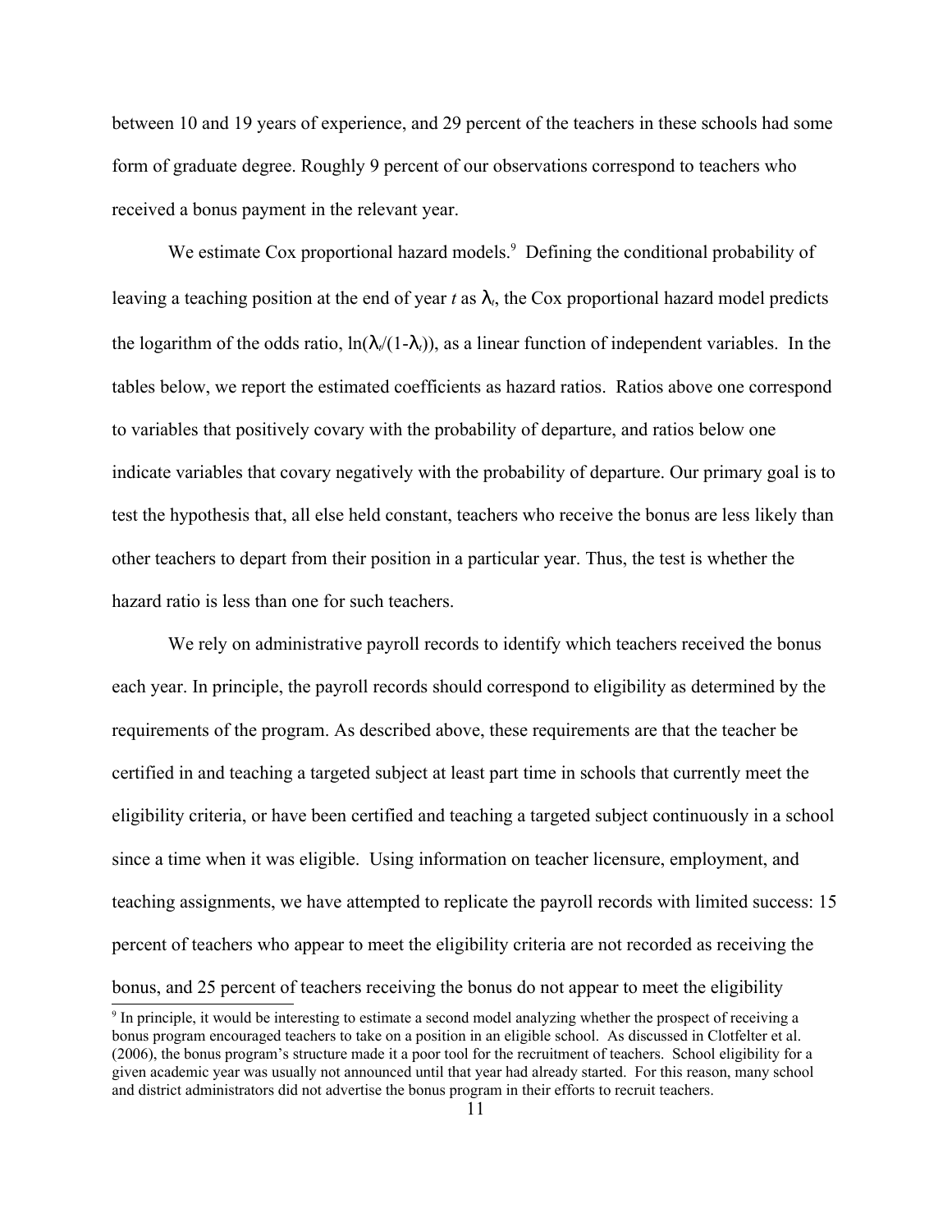between 10 and 19 years of experience, and 29 percent of the teachers in these schools had some form of graduate degree. Roughly 9 percent of our observations correspond to teachers who received a bonus payment in the relevant year.

We estimate Cox proportional hazard models.[9] Defining the conditional probability of leaving a teaching position at the end of year *t* as $\lambda_t$, the Cox proportional hazard model predicts the logarithm of the odds ratio, $\ln(\lambda_t/(1-\lambda_t))$, as a linear function of independent variables. In the tables below, we report the estimated coefficients as hazard ratios. Ratios above one correspond to variables that positively covary with the probability of departure, and ratios below one indicate variables that covary negatively with the probability of departure. Our primary goal is to test the hypothesis that, all else held constant, teachers who receive the bonus are less likely than other teachers to depart from their position in a particular year. Thus, the test is whether the hazard ratio is less than one for such teachers.

We rely on administrative payroll records to identify which teachers received the bonus each year. In principle, the payroll records should correspond to eligibility as determined by the requirements of the program. As described above, these requirements are that the teacher be certified in and teaching a targeted subject at least part time in schools that currently meet the eligibility criteria, or have been certified and teaching a targeted subject continuously in a school since a time when it was eligible. Using information on teacher licensure, employment, and teaching assignments, we have attempted to replicate the payroll records with limited success: 15 percent of teachers who appear to meet the eligibility criteria are not recorded as receiving the bonus, and 25 percent of teachers receiving the bonus do not appear to meet the eligibility

[9] In principle, it would be interesting to estimate a second model analyzing whether the prospect of receiving a bonus program encouraged teachers to take on a position in an eligible school. As discussed in Clotfelter et al. (2006), the bonus program's structure made it a poor tool for the recruitment of teachers. School eligibility for a given academic year was usually not announced until that year had already started. For this reason, many school and district administrators did not advertise the bonus program in their efforts to recruit teachers.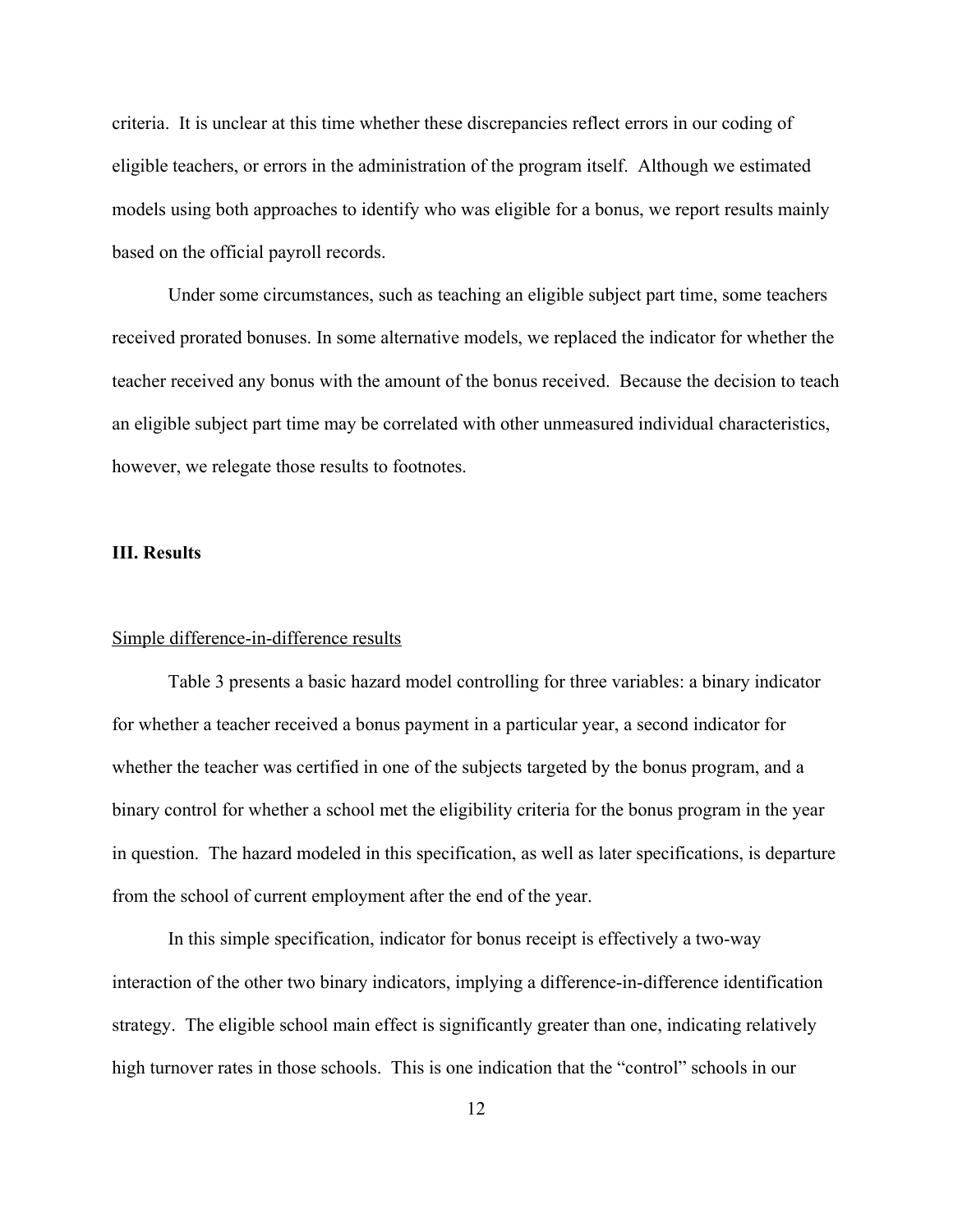criteria. It is unclear at this time whether these discrepancies reflect errors in our coding of eligible teachers, or errors in the administration of the program itself. Although we estimated models using both approaches to identify who was eligible for a bonus, we report results mainly based on the official payroll records.

Under some circumstances, such as teaching an eligible subject part time, some teachers received prorated bonuses. In some alternative models, we replaced the indicator for whether the teacher received any bonus with the amount of the bonus received. Because the decision to teach an eligible subject part time may be correlated with other unmeasured individual characteristics, however, we relegate those results to footnotes.

## III. Results

<u>Simple difference-in-difference results</u>

Table 3 presents a basic hazard model controlling for three variables: a binary indicator for whether a teacher received a bonus payment in a particular year, a second indicator for whether the teacher was certified in one of the subjects targeted by the bonus program, and a binary control for whether a school met the eligibility criteria for the bonus program in the year in question. The hazard modeled in this specification, as well as later specifications, is departure from the school of current employment after the end of the year.

In this simple specification, indicator for bonus receipt is effectively a two-way interaction of the other two binary indicators, implying a difference-in-difference identification strategy. The eligible school main effect is significantly greater than one, indicating relatively high turnover rates in those schools. This is one indication that the "control" schools in our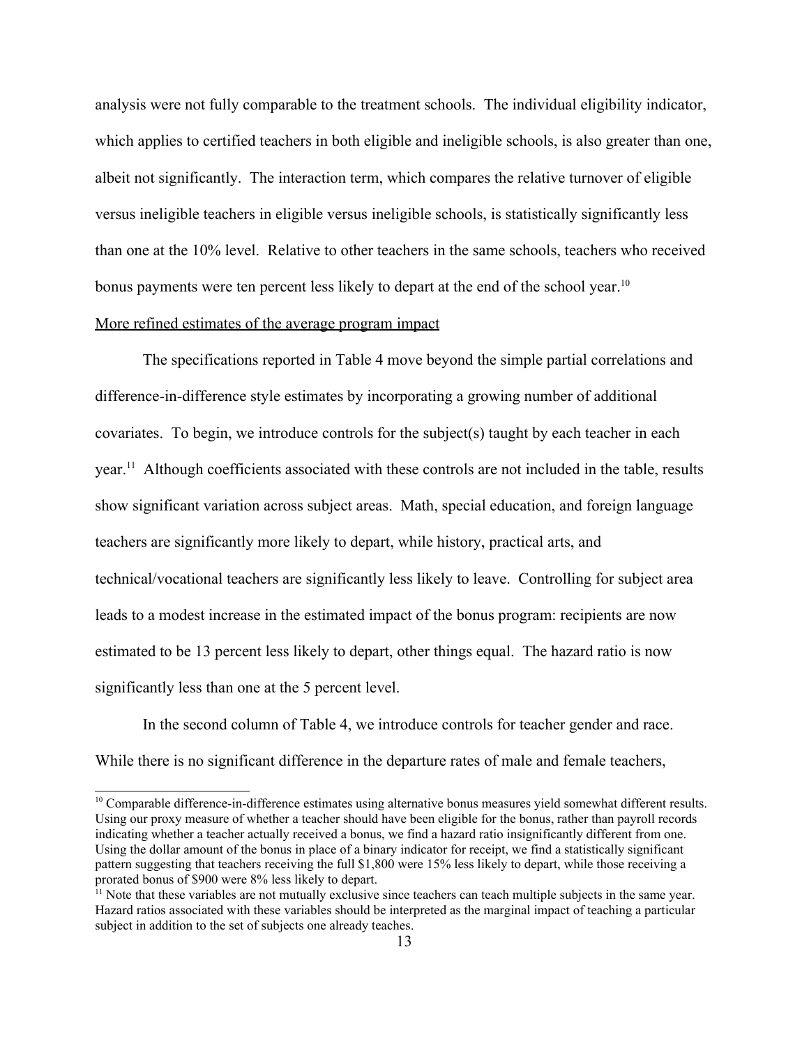analysis were not fully comparable to the treatment schools. The individual eligibility indicator, which applies to certified teachers in both eligible and ineligible schools, is also greater than one, albeit not significantly. The interaction term, which compares the relative turnover of eligible versus ineligible teachers in eligible versus ineligible schools, is statistically significantly less than one at the 10% level. Relative to other teachers in the same schools, teachers who received bonus payments were ten percent less likely to depart at the end of the school year.[10]

More refined estimates of the average program impact

The specifications reported in Table 4 move beyond the simple partial correlations and difference-in-difference style estimates by incorporating a growing number of additional covariates. To begin, we introduce controls for the subject(s) taught by each teacher in each year.[11] Although coefficients associated with these controls are not included in the table, results show significant variation across subject areas. Math, special education, and foreign language teachers are significantly more likely to depart, while history, practical arts, and technical/vocational teachers are significantly less likely to leave. Controlling for subject area leads to a modest increase in the estimated impact of the bonus program: recipients are now estimated to be 13 percent less likely to depart, other things equal. The hazard ratio is now significantly less than one at the 5 percent level.

In the second column of Table 4, we introduce controls for teacher gender and race. While there is no significant difference in the departure rates of male and female teachers,

[10] Comparable difference-in-difference estimates using alternative bonus measures yield somewhat different results. Using our proxy measure of whether a teacher should have been eligible for the bonus, rather than payroll records indicating whether a teacher actually received a bonus, we find a hazard ratio insignificantly different from one. Using the dollar amount of the bonus in place of a binary indicator for receipt, we find a statistically significant pattern suggesting that teachers receiving the full $1,800 were 15% less likely to depart, while those receiving a prorated bonus of $900 were 8% less likely to depart.

[11] Note that these variables are not mutually exclusive since teachers can teach multiple subjects in the same year. Hazard ratios associated with these variables should be interpreted as the marginal impact of teaching a particular subject in addition to the set of subjects one already teaches.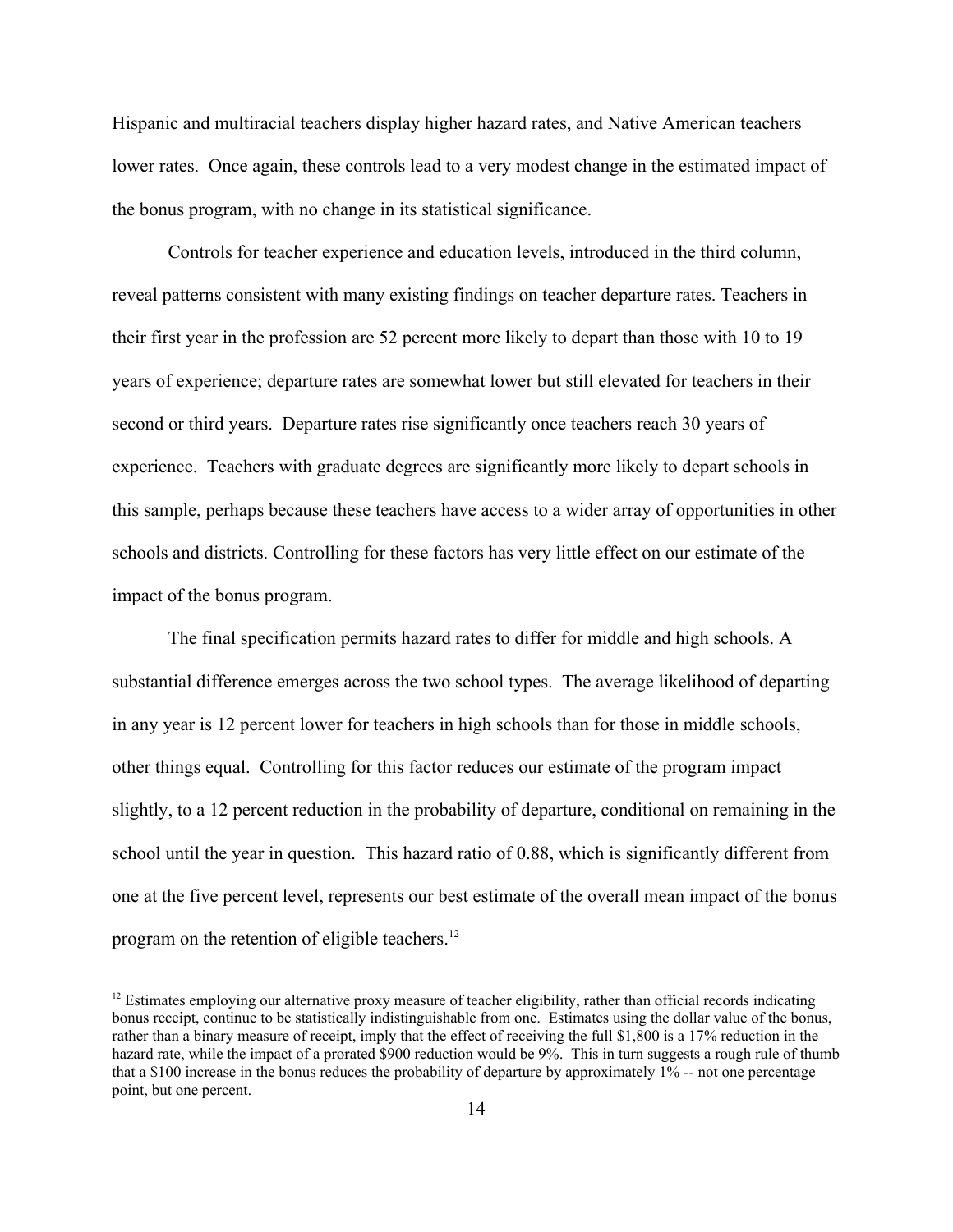Hispanic and multiracial teachers display higher hazard rates, and Native American teachers lower rates. Once again, these controls lead to a very modest change in the estimated impact of the bonus program, with no change in its statistical significance.

Controls for teacher experience and education levels, introduced in the third column, reveal patterns consistent with many existing findings on teacher departure rates. Teachers in their first year in the profession are 52 percent more likely to depart than those with 10 to 19 years of experience; departure rates are somewhat lower but still elevated for teachers in their second or third years. Departure rates rise significantly once teachers reach 30 years of experience. Teachers with graduate degrees are significantly more likely to depart schools in this sample, perhaps because these teachers have access to a wider array of opportunities in other schools and districts. Controlling for these factors has very little effect on our estimate of the impact of the bonus program.

The final specification permits hazard rates to differ for middle and high schools. A substantial difference emerges across the two school types. The average likelihood of departing in any year is 12 percent lower for teachers in high schools than for those in middle schools, other things equal. Controlling for this factor reduces our estimate of the program impact slightly, to a 12 percent reduction in the probability of departure, conditional on remaining in the school until the year in question. This hazard ratio of 0.88, which is significantly different from one at the five percent level, represents our best estimate of the overall mean impact of the bonus program on the retention of eligible teachers.[12]

[12] Estimates employing our alternative proxy measure of teacher eligibility, rather than official records indicating bonus receipt, continue to be statistically indistinguishable from one. Estimates using the dollar value of the bonus, rather than a binary measure of receipt, imply that the effect of receiving the full $1,800 is a 17% reduction in the hazard rate, while the impact of a prorated $900 reduction would be 9%. This in turn suggests a rough rule of thumb that a $100 increase in the bonus reduces the probability of departure by approximately 1% -- not one percentage point, but one percent.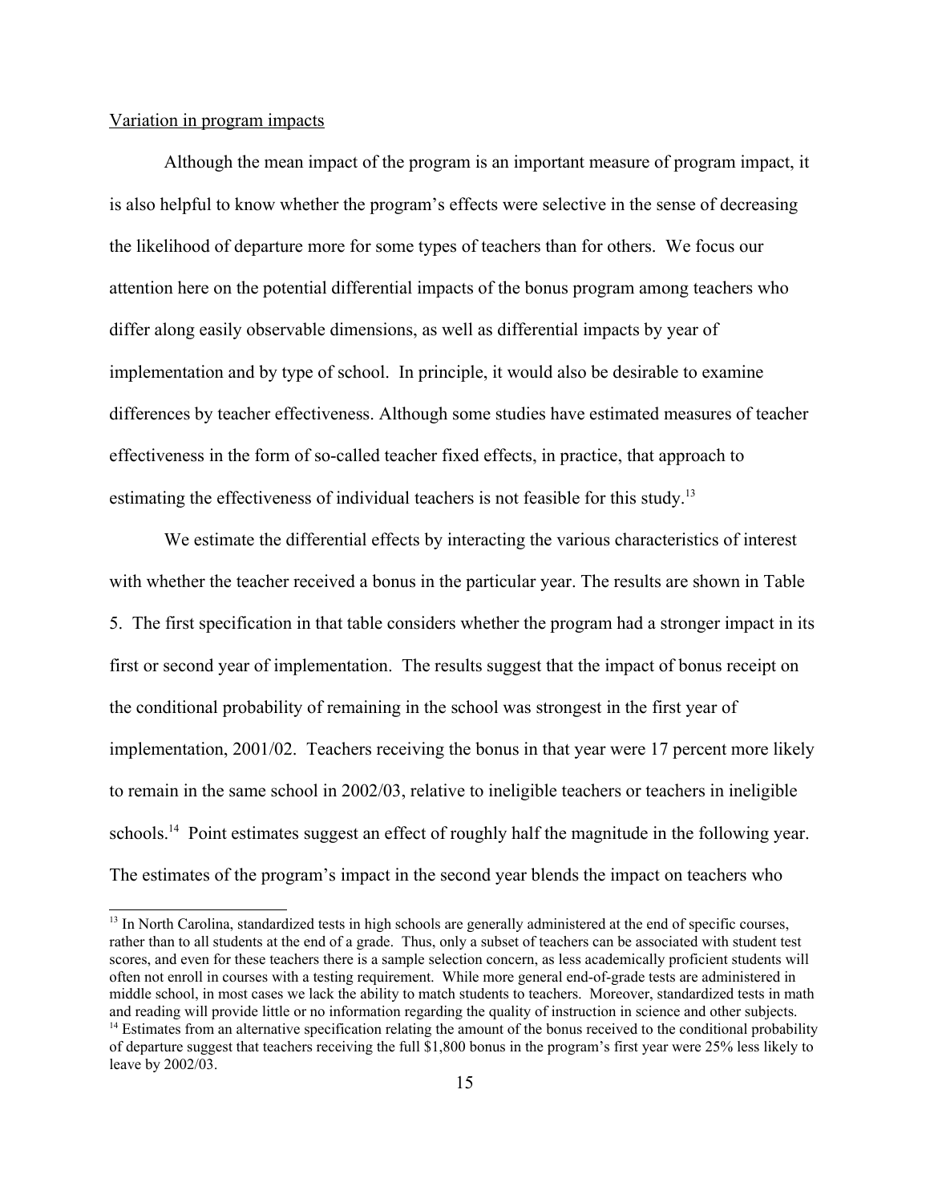Variation in program impacts

Although the mean impact of the program is an important measure of program impact, it is also helpful to know whether the program's effects were selective in the sense of decreasing the likelihood of departure more for some types of teachers than for others. We focus our attention here on the potential differential impacts of the bonus program among teachers who differ along easily observable dimensions, as well as differential impacts by year of implementation and by type of school. In principle, it would also be desirable to examine differences by teacher effectiveness. Although some studies have estimated measures of teacher effectiveness in the form of so-called teacher fixed effects, in practice, that approach to estimating the effectiveness of individual teachers is not feasible for this study.[13]

We estimate the differential effects by interacting the various characteristics of interest with whether the teacher received a bonus in the particular year. The results are shown in Table 5. The first specification in that table considers whether the program had a stronger impact in its first or second year of implementation. The results suggest that the impact of bonus receipt on the conditional probability of remaining in the school was strongest in the first year of implementation, 2001/02. Teachers receiving the bonus in that year were 17 percent more likely to remain in the same school in 2002/03, relative to ineligible teachers or teachers in ineligible schools.[14] Point estimates suggest an effect of roughly half the magnitude in the following year. The estimates of the program's impact in the second year blends the impact on teachers who

[13] In North Carolina, standardized tests in high schools are generally administered at the end of specific courses, rather than to all students at the end of a grade. Thus, only a subset of teachers can be associated with student test scores, and even for these teachers there is a sample selection concern, as less academically proficient students will often not enroll in courses with a testing requirement. While more general end-of-grade tests are administered in middle school, in most cases we lack the ability to match students to teachers. Moreover, standardized tests in math and reading will provide little or no information regarding the quality of instruction in science and other subjects.

[14] Estimates from an alternative specification relating the amount of the bonus received to the conditional probability of departure suggest that teachers receiving the full $1,800 bonus in the program's first year were 25% less likely to leave by 2002/03.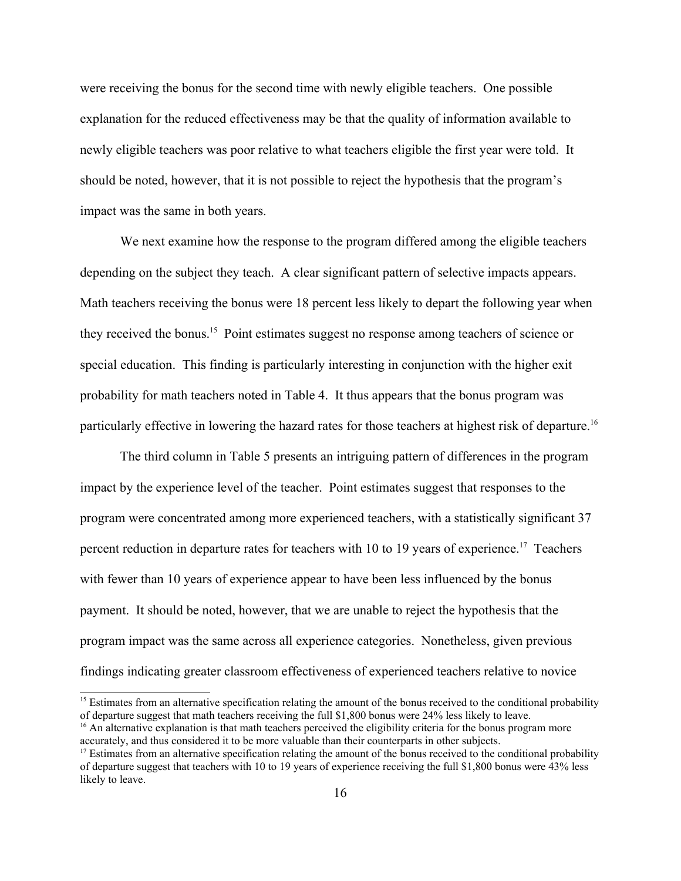were receiving the bonus for the second time with newly eligible teachers. One possible explanation for the reduced effectiveness may be that the quality of information available to newly eligible teachers was poor relative to what teachers eligible the first year were told. It should be noted, however, that it is not possible to reject the hypothesis that the program's impact was the same in both years.

We next examine how the response to the program differed among the eligible teachers depending on the subject they teach. A clear significant pattern of selective impacts appears. Math teachers receiving the bonus were 18 percent less likely to depart the following year when they received the bonus.[15] Point estimates suggest no response among teachers of science or special education. This finding is particularly interesting in conjunction with the higher exit probability for math teachers noted in Table 4. It thus appears that the bonus program was particularly effective in lowering the hazard rates for those teachers at highest risk of departure.[16]

The third column in Table 5 presents an intriguing pattern of differences in the program impact by the experience level of the teacher. Point estimates suggest that responses to the program were concentrated among more experienced teachers, with a statistically significant 37 percent reduction in departure rates for teachers with 10 to 19 years of experience.[17] Teachers with fewer than 10 years of experience appear to have been less influenced by the bonus payment. It should be noted, however, that we are unable to reject the hypothesis that the program impact was the same across all experience categories. Nonetheless, given previous findings indicating greater classroom effectiveness of experienced teachers relative to novice

---

[15] Estimates from an alternative specification relating the amount of the bonus received to the conditional probability of departure suggest that math teachers receiving the full $1,800 bonus were 24% less likely to leave.

[16] An alternative explanation is that math teachers perceived the eligibility criteria for the bonus program more accurately, and thus considered it to be more valuable than their counterparts in other subjects.

[17] Estimates from an alternative specification relating the amount of the bonus received to the conditional probability of departure suggest that teachers with 10 to 19 years of experience receiving the full $1,800 bonus were 43% less likely to leave.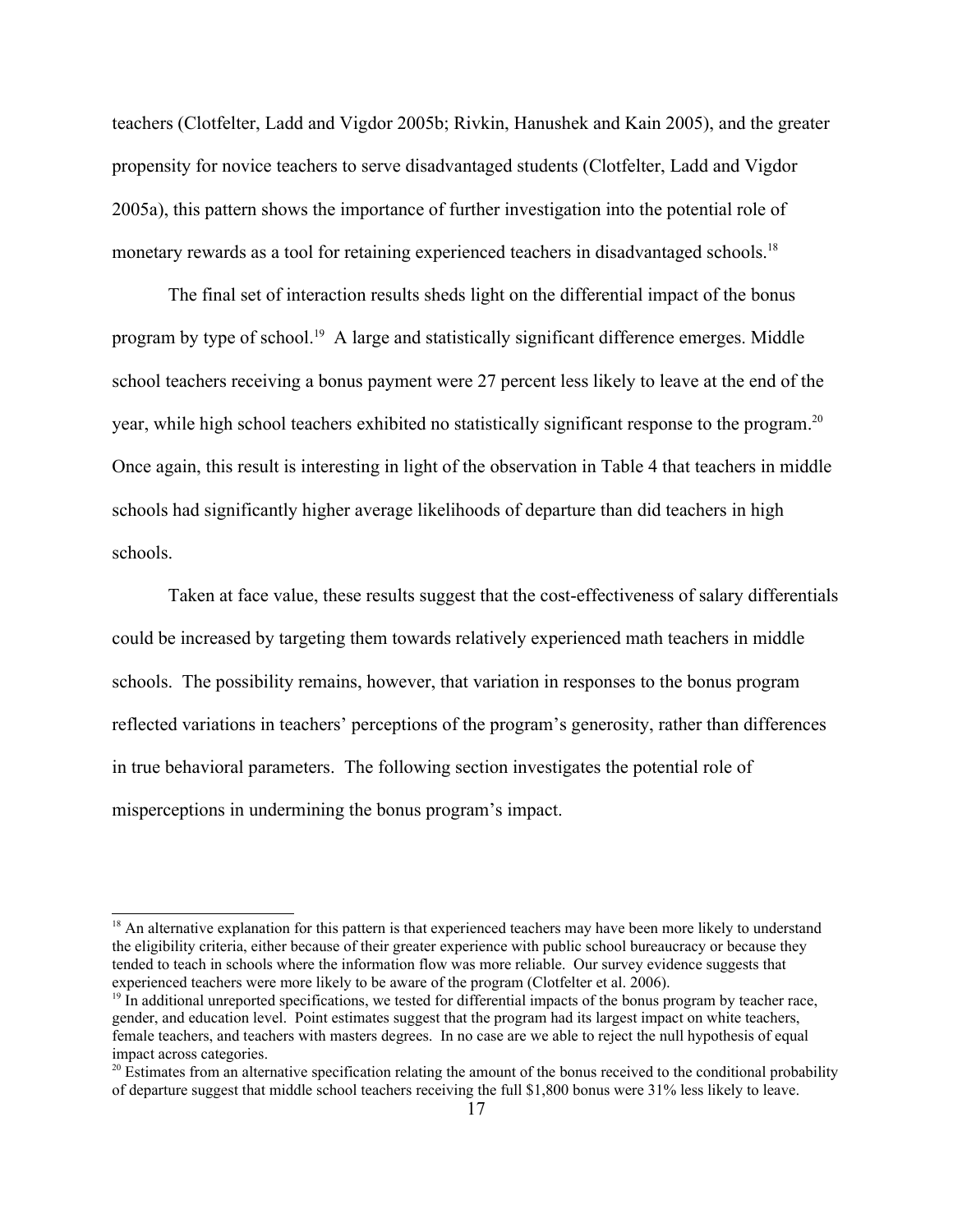teachers (Clotfelter, Ladd and Vigdor 2005b; Rivkin, Hanushek and Kain 2005), and the greater propensity for novice teachers to serve disadvantaged students (Clotfelter, Ladd and Vigdor 2005a), this pattern shows the importance of further investigation into the potential role of monetary rewards as a tool for retaining experienced teachers in disadvantaged schools.[18]

The final set of interaction results sheds light on the differential impact of the bonus program by type of school.[19] A large and statistically significant difference emerges. Middle school teachers receiving a bonus payment were 27 percent less likely to leave at the end of the year, while high school teachers exhibited no statistically significant response to the program.[20] Once again, this result is interesting in light of the observation in Table 4 that teachers in middle schools had significantly higher average likelihoods of departure than did teachers in high schools.

Taken at face value, these results suggest that the cost-effectiveness of salary differentials could be increased by targeting them towards relatively experienced math teachers in middle schools. The possibility remains, however, that variation in responses to the bonus program reflected variations in teachers' perceptions of the program's generosity, rather than differences in true behavioral parameters. The following section investigates the potential role of misperceptions in undermining the bonus program's impact.

---

[18] An alternative explanation for this pattern is that experienced teachers may have been more likely to understand the eligibility criteria, either because of their greater experience with public school bureaucracy or because they tended to teach in schools where the information flow was more reliable. Our survey evidence suggests that experienced teachers were more likely to be aware of the program (Clotfelter et al. 2006).

[19] In additional unreported specifications, we tested for differential impacts of the bonus program by teacher race, gender, and education level. Point estimates suggest that the program had its largest impact on white teachers, female teachers, and teachers with masters degrees. In no case are we able to reject the null hypothesis of equal impact across categories.

[20] Estimates from an alternative specification relating the amount of the bonus received to the conditional probability of departure suggest that middle school teachers receiving the full $1,800 bonus were 31% less likely to leave.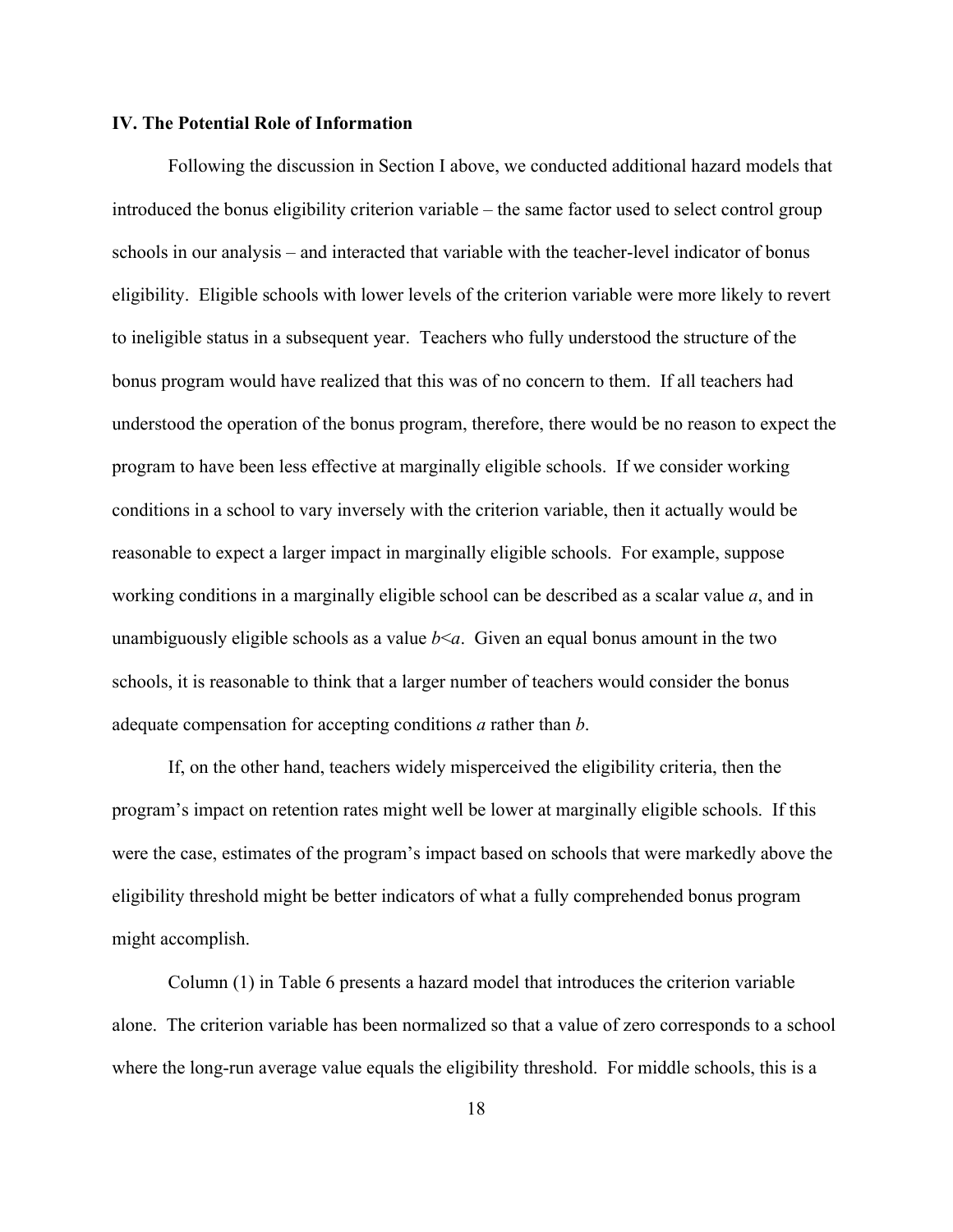### IV. The Potential Role of Information

Following the discussion in Section I above, we conducted additional hazard models that introduced the bonus eligibility criterion variable – the same factor used to select control group schools in our analysis – and interacted that variable with the teacher-level indicator of bonus eligibility. Eligible schools with lower levels of the criterion variable were more likely to revert to ineligible status in a subsequent year. Teachers who fully understood the structure of the bonus program would have realized that this was of no concern to them. If all teachers had understood the operation of the bonus program, therefore, there would be no reason to expect the program to have been less effective at marginally eligible schools. If we consider working conditions in a school to vary inversely with the criterion variable, then it actually would be reasonable to expect a larger impact in marginally eligible schools. For example, suppose working conditions in a marginally eligible school can be described as a scalar value $a$, and in unambiguously eligible schools as a value $b<a$. Given an equal bonus amount in the two schools, it is reasonable to think that a larger number of teachers would consider the bonus adequate compensation for accepting conditions $a$ rather than $b$.

If, on the other hand, teachers widely misperceived the eligibility criteria, then the program's impact on retention rates might well be lower at marginally eligible schools. If this were the case, estimates of the program's impact based on schools that were markedly above the eligibility threshold might be better indicators of what a fully comprehended bonus program might accomplish.

Column (1) in Table 6 presents a hazard model that introduces the criterion variable alone. The criterion variable has been normalized so that a value of zero corresponds to a school where the long-run average value equals the eligibility threshold. For middle schools, this is a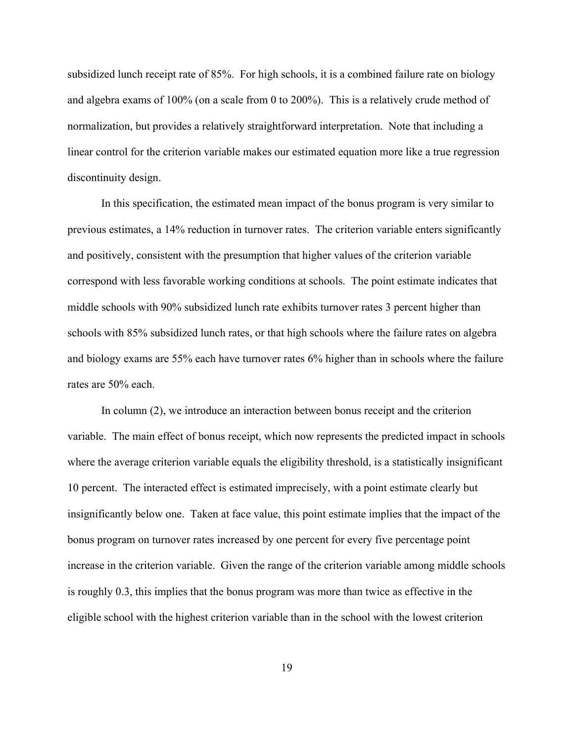subsidized lunch receipt rate of 85%. For high schools, it is a combined failure rate on biology and algebra exams of 100% (on a scale from 0 to 200%). This is a relatively crude method of normalization, but provides a relatively straightforward interpretation. Note that including a linear control for the criterion variable makes our estimated equation more like a true regression discontinuity design.

In this specification, the estimated mean impact of the bonus program is very similar to previous estimates, a 14% reduction in turnover rates. The criterion variable enters significantly and positively, consistent with the presumption that higher values of the criterion variable correspond with less favorable working conditions at schools. The point estimate indicates that middle schools with 90% subsidized lunch rate exhibits turnover rates 3 percent higher than schools with 85% subsidized lunch rates, or that high schools where the failure rates on algebra and biology exams are 55% each have turnover rates 6% higher than in schools where the failure rates are 50% each.

In column (2), we introduce an interaction between bonus receipt and the criterion variable. The main effect of bonus receipt, which now represents the predicted impact in schools where the average criterion variable equals the eligibility threshold, is a statistically insignificant 10 percent. The interacted effect is estimated imprecisely, with a point estimate clearly but insignificantly below one. Taken at face value, this point estimate implies that the impact of the bonus program on turnover rates increased by one percent for every five percentage point increase in the criterion variable. Given the range of the criterion variable among middle schools is roughly 0.3, this implies that the bonus program was more than twice as effective in the eligible school with the highest criterion variable than in the school with the lowest criterion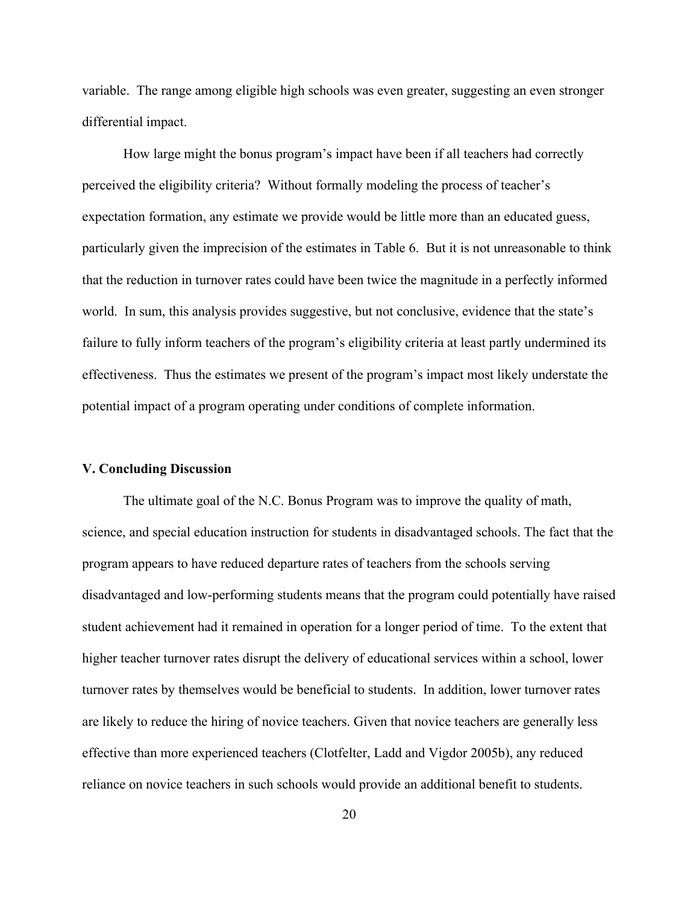variable. The range among eligible high schools was even greater, suggesting an even stronger differential impact.

How large might the bonus program's impact have been if all teachers had correctly perceived the eligibility criteria? Without formally modeling the process of teacher's expectation formation, any estimate we provide would be little more than an educated guess, particularly given the imprecision of the estimates in Table 6. But it is not unreasonable to think that the reduction in turnover rates could have been twice the magnitude in a perfectly informed world. In sum, this analysis provides suggestive, but not conclusive, evidence that the state's failure to fully inform teachers of the program's eligibility criteria at least partly undermined its effectiveness. Thus the estimates we present of the program's impact most likely understate the potential impact of a program operating under conditions of complete information.

## V. Concluding Discussion

The ultimate goal of the N.C. Bonus Program was to improve the quality of math, science, and special education instruction for students in disadvantaged schools. The fact that the program appears to have reduced departure rates of teachers from the schools serving disadvantaged and low-performing students means that the program could potentially have raised student achievement had it remained in operation for a longer period of time. To the extent that higher teacher turnover rates disrupt the delivery of educational services within a school, lower turnover rates by themselves would be beneficial to students. In addition, lower turnover rates are likely to reduce the hiring of novice teachers. Given that novice teachers are generally less effective than more experienced teachers (Clotfelter, Ladd and Vigdor 2005b), any reduced reliance on novice teachers in such schools would provide an additional benefit to students.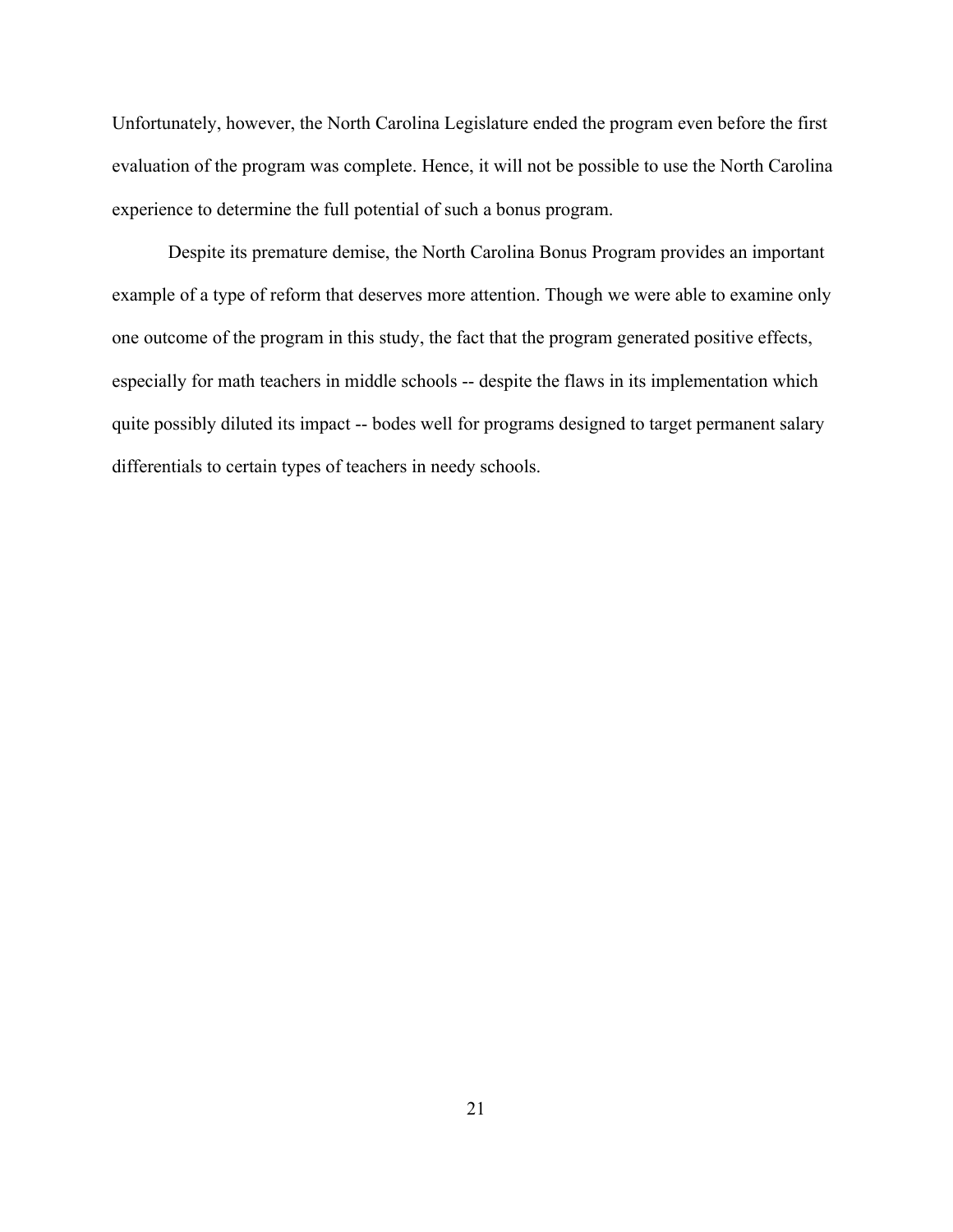Unfortunately, however, the North Carolina Legislature ended the program even before the first evaluation of the program was complete. Hence, it will not be possible to use the North Carolina experience to determine the full potential of such a bonus program.

Despite its premature demise, the North Carolina Bonus Program provides an important example of a type of reform that deserves more attention. Though we were able to examine only one outcome of the program in this study, the fact that the program generated positive effects, especially for math teachers in middle schools -- despite the flaws in its implementation which quite possibly diluted its impact -- bodes well for programs designed to target permanent salary differentials to certain types of teachers in needy schools.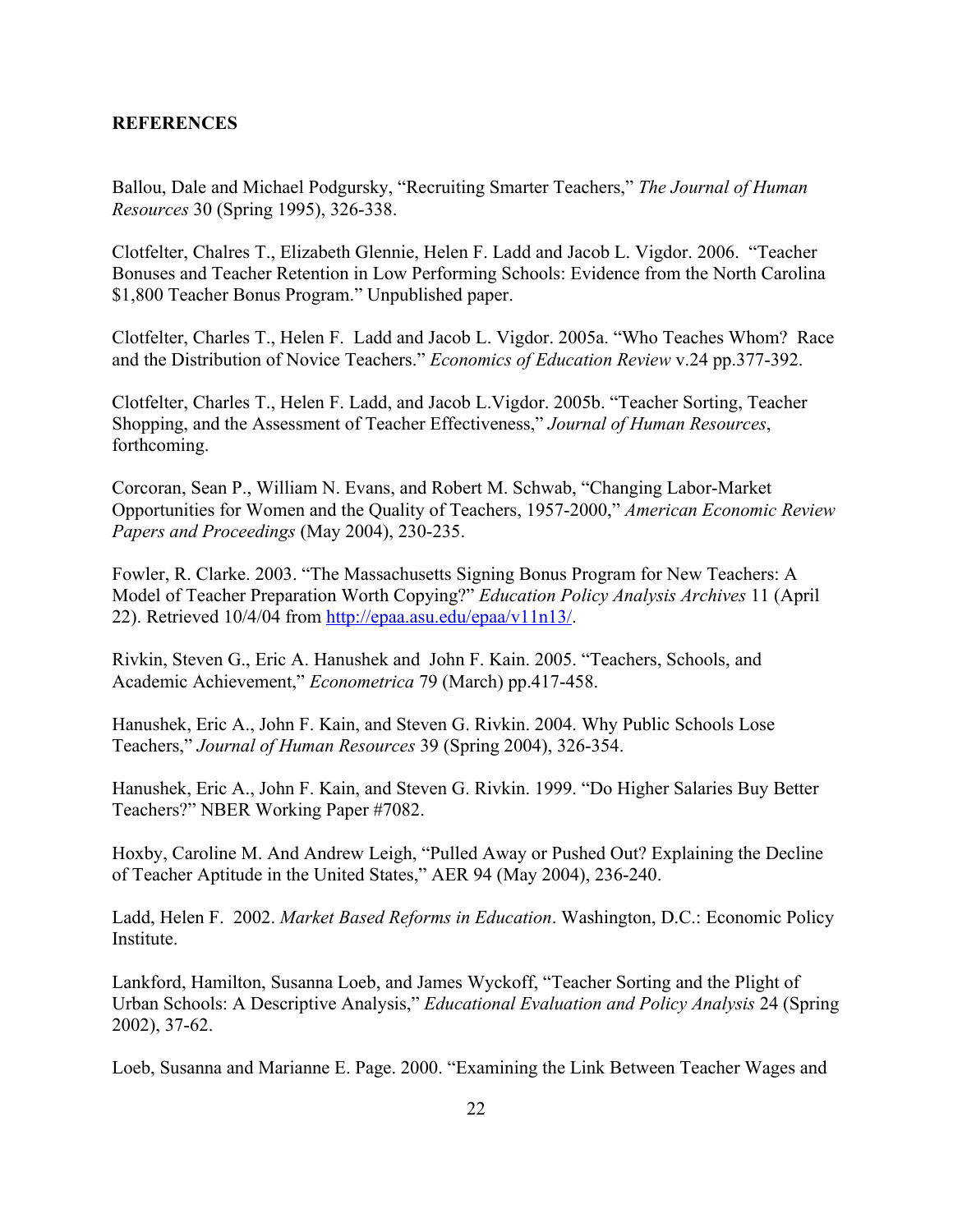**REFERENCES**

Ballou, Dale and Michael Podgursky, "Recruiting Smarter Teachers," *The Journal of Human Resources* 30 (Spring 1995), 326-338.

Clotfelter, Chalres T., Elizabeth Glennie, Helen F. Ladd and Jacob L. Vigdor. 2006. "Teacher Bonuses and Teacher Retention in Low Performing Schools: Evidence from the North Carolina $1,800 Teacher Bonus Program." Unpublished paper.

Clotfelter, Charles T., Helen F. Ladd and Jacob L. Vigdor. 2005a. "Who Teaches Whom? Race and the Distribution of Novice Teachers." *Economics of Education Review* v.24 pp.377-392.

Clotfelter, Charles T., Helen F. Ladd, and Jacob L.Vigdor. 2005b. "Teacher Sorting, Teacher Shopping, and the Assessment of Teacher Effectiveness," *Journal of Human Resources*, forthcoming.

Corcoran, Sean P., William N. Evans, and Robert M. Schwab, "Changing Labor-Market Opportunities for Women and the Quality of Teachers, 1957-2000," *American Economic Review Papers and Proceedings* (May 2004), 230-235.

Fowler, R. Clarke. 2003. "The Massachusetts Signing Bonus Program for New Teachers: A Model of Teacher Preparation Worth Copying?" *Education Policy Analysis Archives* 11 (April 22). Retrieved 10/4/04 from http://epaa.asu.edu/epaa/v11n13/.

Rivkin, Steven G., Eric A. Hanushek and John F. Kain. 2005. "Teachers, Schools, and Academic Achievement," *Econometrica* 79 (March) pp.417-458.

Hanushek, Eric A., John F. Kain, and Steven G. Rivkin. 2004. Why Public Schools Lose Teachers," *Journal of Human Resources* 39 (Spring 2004), 326-354.

Hanushek, Eric A., John F. Kain, and Steven G. Rivkin. 1999. "Do Higher Salaries Buy Better Teachers?" NBER Working Paper #7082.

Hoxby, Caroline M. And Andrew Leigh, "Pulled Away or Pushed Out? Explaining the Decline of Teacher Aptitude in the United States," AER 94 (May 2004), 236-240.

Ladd, Helen F. 2002. *Market Based Reforms in Education*. Washington, D.C.: Economic Policy Institute.

Lankford, Hamilton, Susanna Loeb, and James Wyckoff, "Teacher Sorting and the Plight of Urban Schools: A Descriptive Analysis," *Educational Evaluation and Policy Analysis* 24 (Spring 2002), 37-62.

Loeb, Susanna and Marianne E. Page. 2000. "Examining the Link Between Teacher Wages and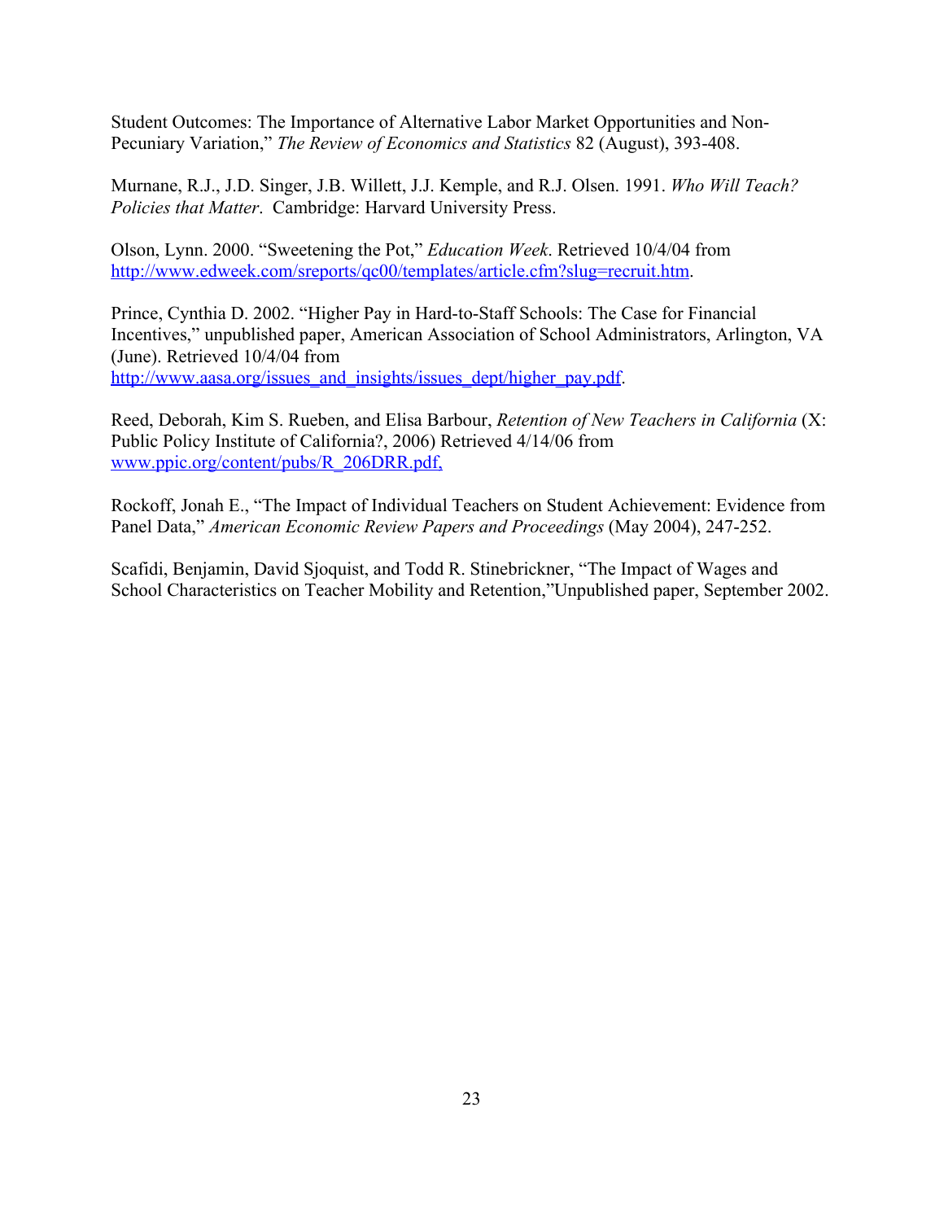Student Outcomes: The Importance of Alternative Labor Market Opportunities and Non-Pecuniary Variation," *The Review of Economics and Statistics* 82 (August), 393-408.

Murnane, R.J., J.D. Singer, J.B. Willett, J.J. Kemple, and R.J. Olsen. 1991. *Who Will Teach? Policies that Matter*. Cambridge: Harvard University Press.

Olson, Lynn. 2000. "Sweetening the Pot," *Education Week*. Retrieved 10/4/04 from http://www.edweek.com/sreports/qc00/templates/article.cfm?slug=recruit.htm.

Prince, Cynthia D. 2002. "Higher Pay in Hard-to-Staff Schools: The Case for Financial Incentives," unpublished paper, American Association of School Administrators, Arlington, VA (June). Retrieved 10/4/04 from http://www.aasa.org/issues_and_insights/issues_dept/higher_pay.pdf.

Reed, Deborah, Kim S. Rueben, and Elisa Barbour, *Retention of New Teachers in California* (X: Public Policy Institute of California?, 2006) Retrieved 4/14/06 from www.ppic.org/content/pubs/R_206DRR.pdf,

Rockoff, Jonah E., "The Impact of Individual Teachers on Student Achievement: Evidence from Panel Data," *American Economic Review Papers and Proceedings* (May 2004), 247-252.

Scafidi, Benjamin, David Sjoquist, and Todd R. Stinebrickner, "The Impact of Wages and School Characteristics on Teacher Mobility and Retention,"Unpublished paper, September 2002.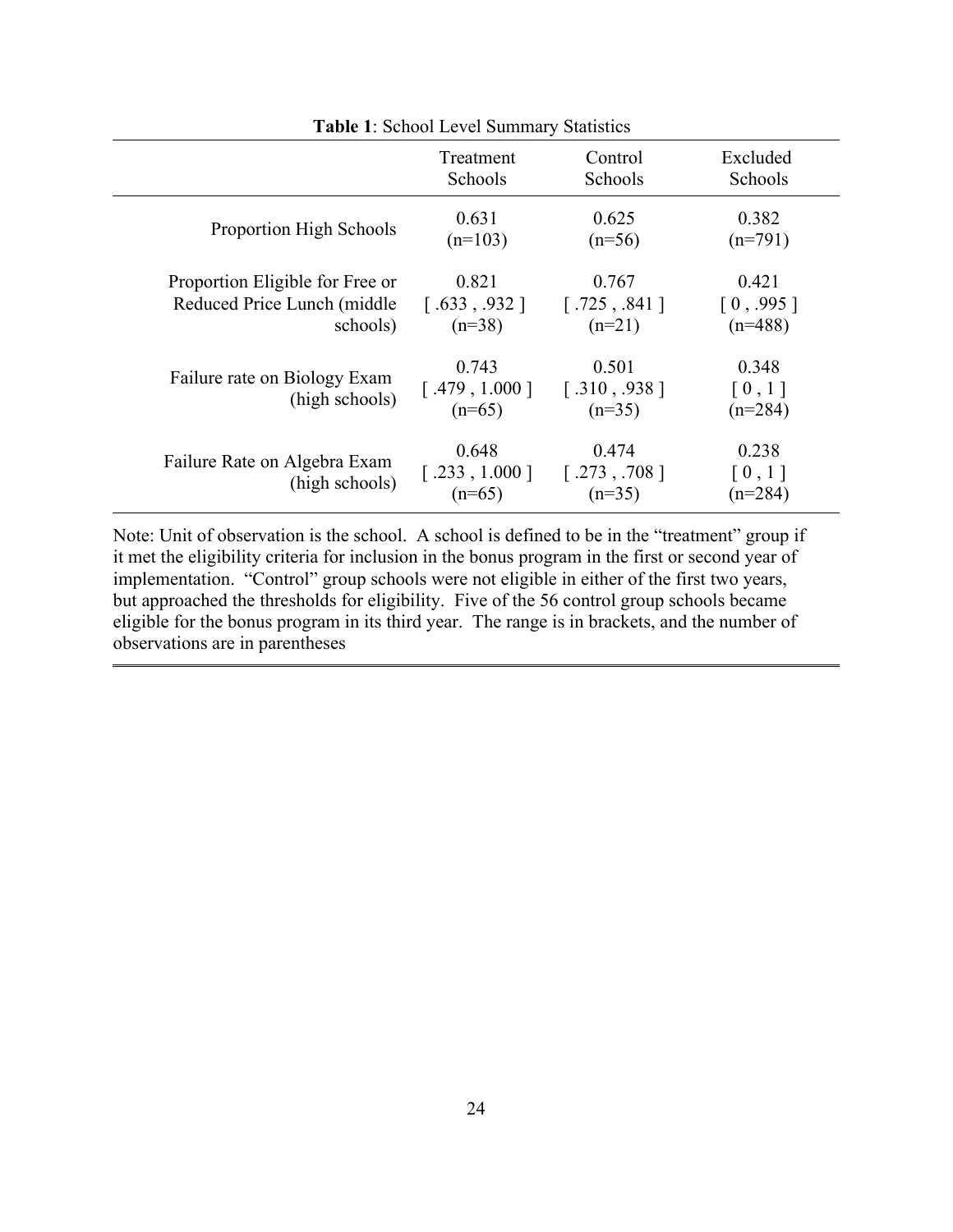**Table 1**: School Level Summary Statistics

| | Treatment Schools | Control Schools | Excluded Schools |
|---|---|---|---|
| Proportion High Schools | 0.631 (n=103) | 0.625 (n=56) | 0.382 (n=791) |
| Proportion Eligible for Free or Reduced Price Lunch (middle schools) | 0.821 [ .633 , .932 ] (n=38) | 0.767 [ .725 , .841 ] (n=21) | 0.421 [ 0 , .995 ] (n=488) |
| Failure rate on Biology Exam (high schools) | 0.743 [ .479 , 1.000 ] (n=65) | 0.501 [ .310 , .938 ] (n=35) | 0.348 [ 0 , 1 ] (n=284) |
| Failure Rate on Algebra Exam (high schools) | 0.648 [ .233 , 1.000 ] (n=65) | 0.474 [ .273 , .708 ] (n=35) | 0.238 [ 0 , 1 ] (n=284) |

Note: Unit of observation is the school. A school is defined to be in the "treatment" group if it met the eligibility criteria for inclusion in the bonus program in the first or second year of implementation. "Control" group schools were not eligible in either of the first two years, but approached the thresholds for eligibility. Five of the 56 control group schools became eligible for the bonus program in its third year. The range is in brackets, and the number of observations are in parentheses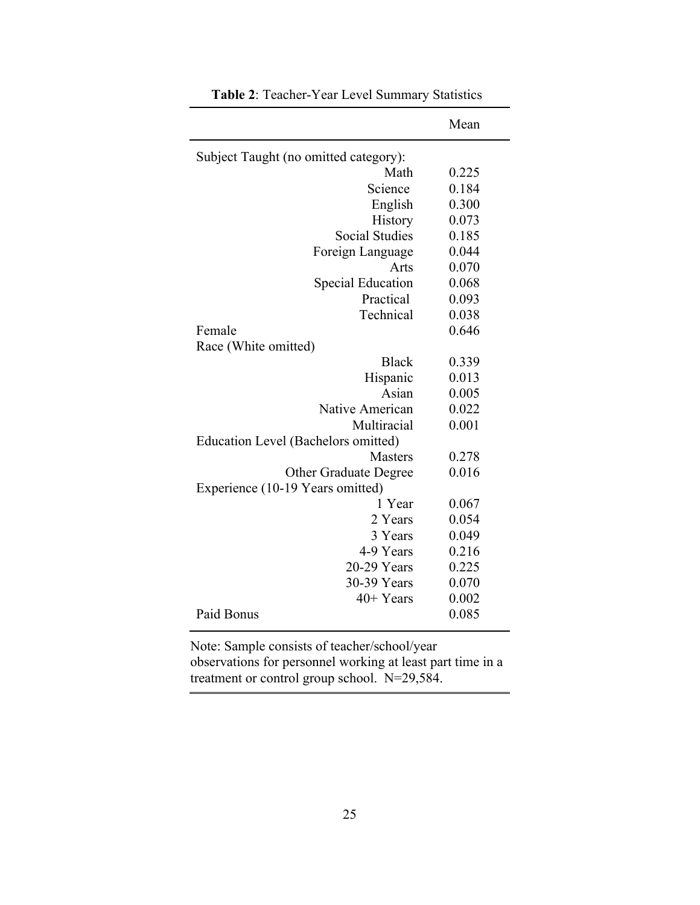**Table 2**: Teacher-Year Level Summary Statistics

| | Mean |
|---|---|
| Subject Taught (no omitted category): | |
| Math | 0.225 |
| Science | 0.184 |
| English | 0.300 |
| History | 0.073 |
| Social Studies | 0.185 |
| Foreign Language | 0.044 |
| Arts | 0.070 |
| Special Education | 0.068 |
| Practical | 0.093 |
| Technical | 0.038 |
| Female | 0.646 |
| Race (White omitted) | |
| Black | 0.339 |
| Hispanic | 0.013 |
| Asian | 0.005 |
| Native American | 0.022 |
| Multiracial | 0.001 |
| Education Level (Bachelors omitted) | |
| Masters | 0.278 |
| Other Graduate Degree | 0.016 |
| Experience (10-19 Years omitted) | |
| 1 Year | 0.067 |
| 2 Years | 0.054 |
| 3 Years | 0.049 |
| 4-9 Years | 0.216 |
| 20-29 Years | 0.225 |
| 30-39 Years | 0.070 |
| 40+ Years | 0.002 |
| Paid Bonus | 0.085 |

Note: Sample consists of teacher/school/year observations for personnel working at least part time in a treatment or control group school. N=29,584.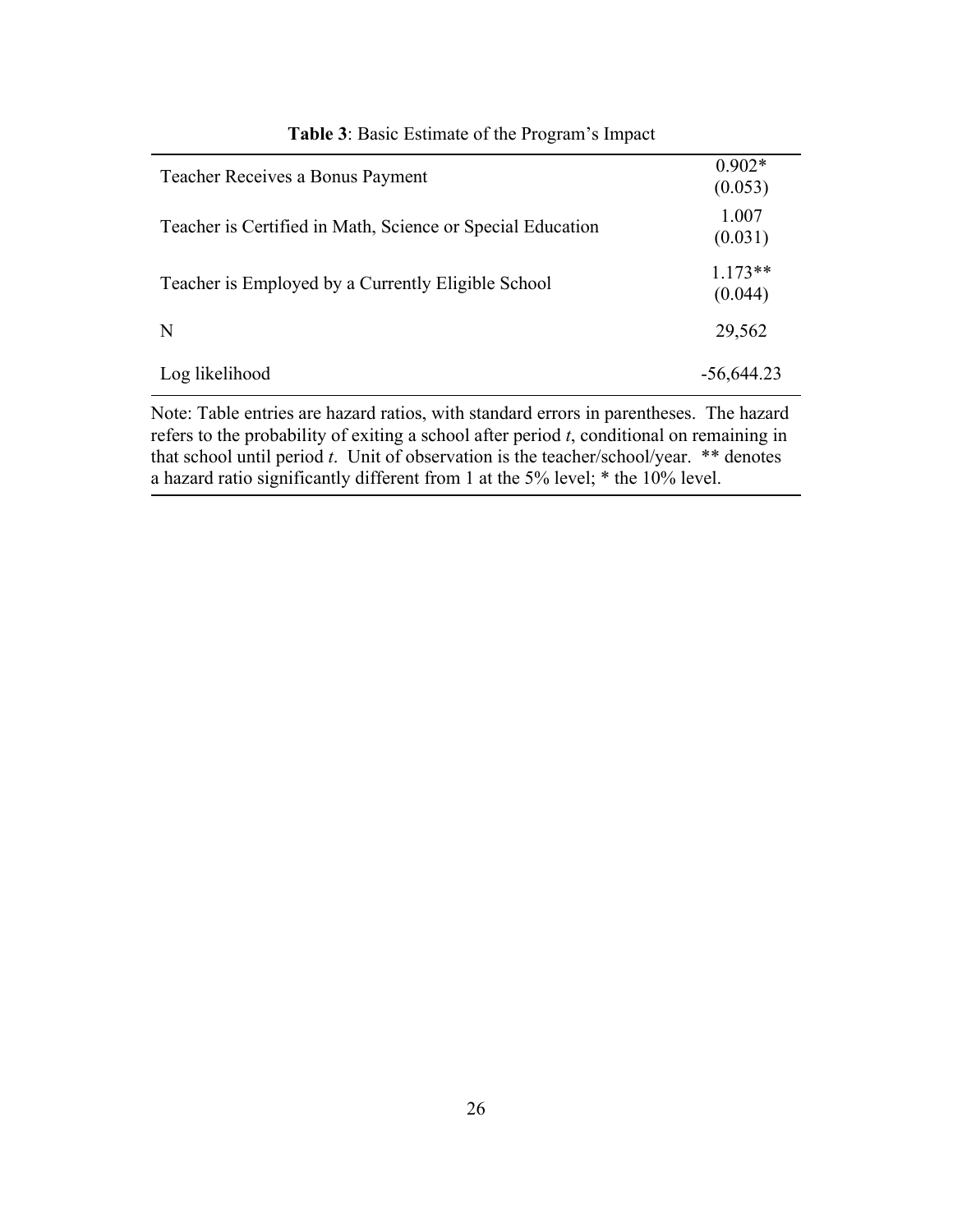**Table 3**: Basic Estimate of the Program's Impact

| | |
|---|---|
| Teacher Receives a Bonus Payment | 0.902* (0.053) |
| Teacher is Certified in Math, Science or Special Education | 1.007 (0.031) |
| Teacher is Employed by a Currently Eligible School | 1.173** (0.044) |
| N | 29,562 |
| Log likelihood | -56,644.23 |

Note: Table entries are hazard ratios, with standard errors in parentheses. The hazard refers to the probability of exiting a school after period *t*, conditional on remaining in that school until period *t*. Unit of observation is the teacher/school/year. ** denotes a hazard ratio significantly different from 1 at the 5% level; * the 10% level.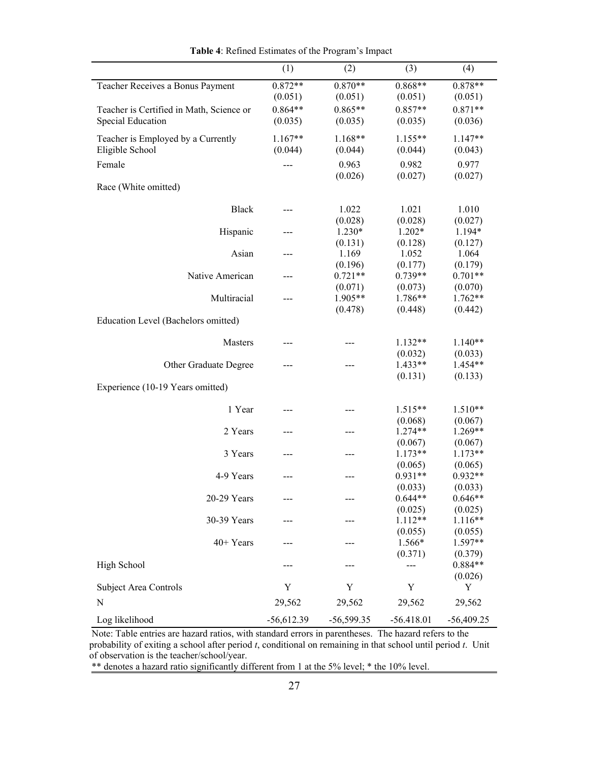**Table 4**: Refined Estimates of the Program's Impact

| | (1) | (2) | (3) | (4) |
|---|---|---|---|---|
| Teacher Receives a Bonus Payment | 0.872** | 0.870** | 0.868** | 0.878** |
| | (0.051) | (0.051) | (0.051) | (0.051) |
| Teacher is Certified in Math, Science or Special Education | 0.864** | 0.865** | 0.857** | 0.871** |
| | (0.035) | (0.035) | (0.035) | (0.036) |
| Teacher is Employed by a Currently Eligible School | 1.167** | 1.168** | 1.155** | 1.147** |
| | (0.044) | (0.044) | (0.044) | (0.043) |
| Female | --- | 0.963 | 0.982 | 0.977 |
| | | (0.026) | (0.027) | (0.027) |
| Race (White omitted) | | | | |
| Black | --- | 1.022 | 1.021 | 1.010 |
| | | (0.028) | (0.028) | (0.027) |
| Hispanic | --- | 1.230* | 1.202* | 1.194* |
| | | (0.131) | (0.128) | (0.127) |
| Asian | --- | 1.169 | 1.052 | 1.064 |
| | | (0.196) | (0.177) | (0.179) |
| Native American | --- | 0.721** | 0.739** | 0.701** |
| | | (0.071) | (0.073) | (0.070) |
| Multiracial | --- | 1.905** | 1.786** | 1.762** |
| | | (0.478) | (0.448) | (0.442) |
| Education Level (Bachelors omitted) | | | | |
| Masters | --- | --- | 1.132** | 1.140** |
| | | | (0.032) | (0.033) |
| Other Graduate Degree | --- | --- | 1.433** | 1.454** |
| | | | (0.131) | (0.133) |
| Experience (10-19 Years omitted) | | | | |
| 1 Year | --- | --- | 1.515** | 1.510** |
| | | | (0.068) | (0.067) |
| 2 Years | --- | --- | 1.274** | 1.269** |
| | | | (0.067) | (0.067) |
| 3 Years | --- | --- | 1.173** | 1.173** |
| | | | (0.065) | (0.065) |
| 4-9 Years | --- | --- | 0.931** | 0.932** |
| | | | (0.033) | (0.033) |
| 20-29 Years | --- | --- | 0.644** | 0.646** |
| | | | (0.025) | (0.025) |
| 30-39 Years | --- | --- | 1.112** | 1.116** |
| | | | (0.055) | (0.055) |
| 40+ Years | --- | --- | 1.566* | 1.597** |
| | | | (0.371) | (0.379) |
| High School | --- | --- | --- | 0.884** |
| | | | | (0.026) |
| Subject Area Controls | Y | Y | Y | Y |
| N | 29,562 | 29,562 | 29,562 | 29,562 |
| Log likelihood | -56,612.39 | -56,599.35 | -56.418.01 | -56,409.25 |

Note: Table entries are hazard ratios, with standard errors in parentheses. The hazard refers to the probability of exiting a school after period *t*, conditional on remaining in that school until period *t*. Unit of observation is the teacher/school/year.

** denotes a hazard ratio significantly different from 1 at the 5% level; * the 10% level.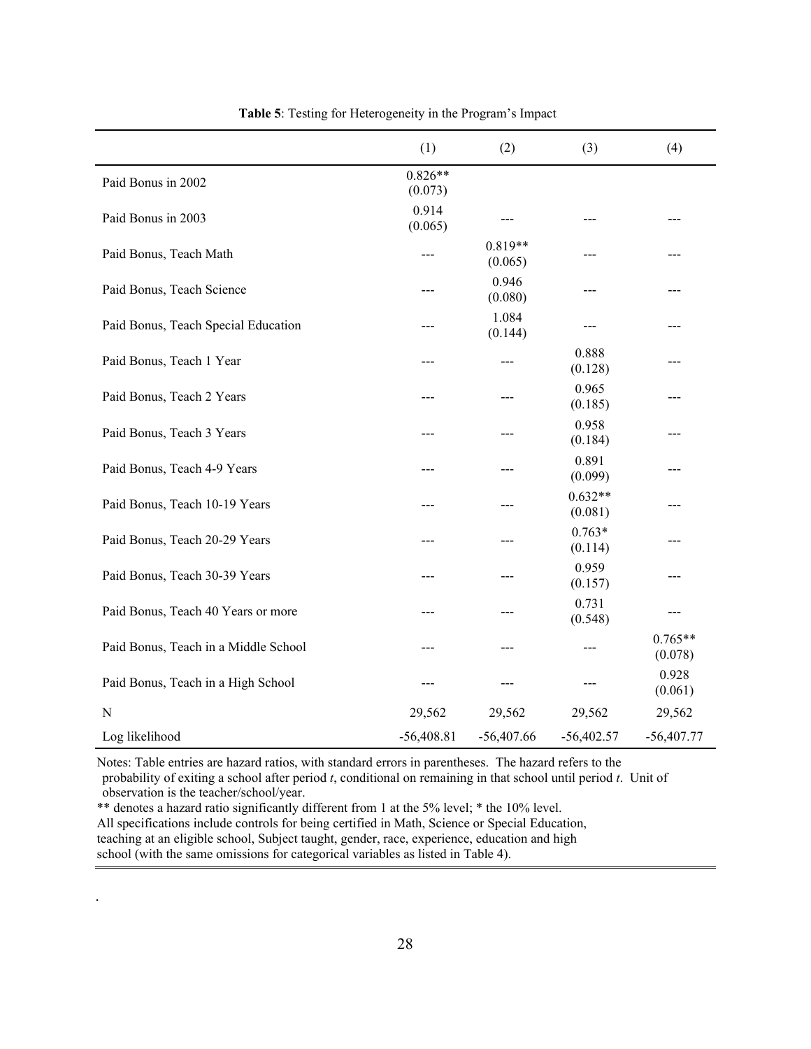**Table 5**: Testing for Heterogeneity in the Program's Impact

| | (1) | (2) | (3) | (4) |
|---|---|---|---|---|
| Paid Bonus in 2002 | 0.826** (0.073) | | | |
| Paid Bonus in 2003 | 0.914 (0.065) | --- | --- | --- |
| Paid Bonus, Teach Math | --- | 0.819** (0.065) | --- | --- |
| Paid Bonus, Teach Science | --- | 0.946 (0.080) | --- | --- |
| Paid Bonus, Teach Special Education | --- | 1.084 (0.144) | --- | --- |
| Paid Bonus, Teach 1 Year | --- | --- | 0.888 (0.128) | --- |
| Paid Bonus, Teach 2 Years | --- | --- | 0.965 (0.185) | --- |
| Paid Bonus, Teach 3 Years | --- | --- | 0.958 (0.184) | --- |
| Paid Bonus, Teach 4-9 Years | --- | --- | 0.891 (0.099) | --- |
| Paid Bonus, Teach 10-19 Years | --- | --- | 0.632** (0.081) | --- |
| Paid Bonus, Teach 20-29 Years | --- | --- | 0.763* (0.114) | --- |
| Paid Bonus, Teach 30-39 Years | --- | --- | 0.959 (0.157) | --- |
| Paid Bonus, Teach 40 Years or more | --- | --- | 0.731 (0.548) | --- |
| Paid Bonus, Teach in a Middle School | --- | --- | --- | 0.765** (0.078) |
| Paid Bonus, Teach in a High School | --- | --- | --- | 0.928 (0.061) |
| N | 29,562 | 29,562 | 29,562 | 29,562 |
| Log likelihood | -56,408.81 | -56,407.66 | -56,402.57 | -56,407.77 |

Notes: Table entries are hazard ratios, with standard errors in parentheses. The hazard refers to the probability of exiting a school after period *t*, conditional on remaining in that school until period *t*. Unit of observation is the teacher/school/year.

** denotes a hazard ratio significantly different from 1 at the 5% level; * the 10% level.

All specifications include controls for being certified in Math, Science or Special Education, teaching at an eligible school, Subject taught, gender, race, experience, education and high school (with the same omissions for categorical variables as listed in Table 4).

.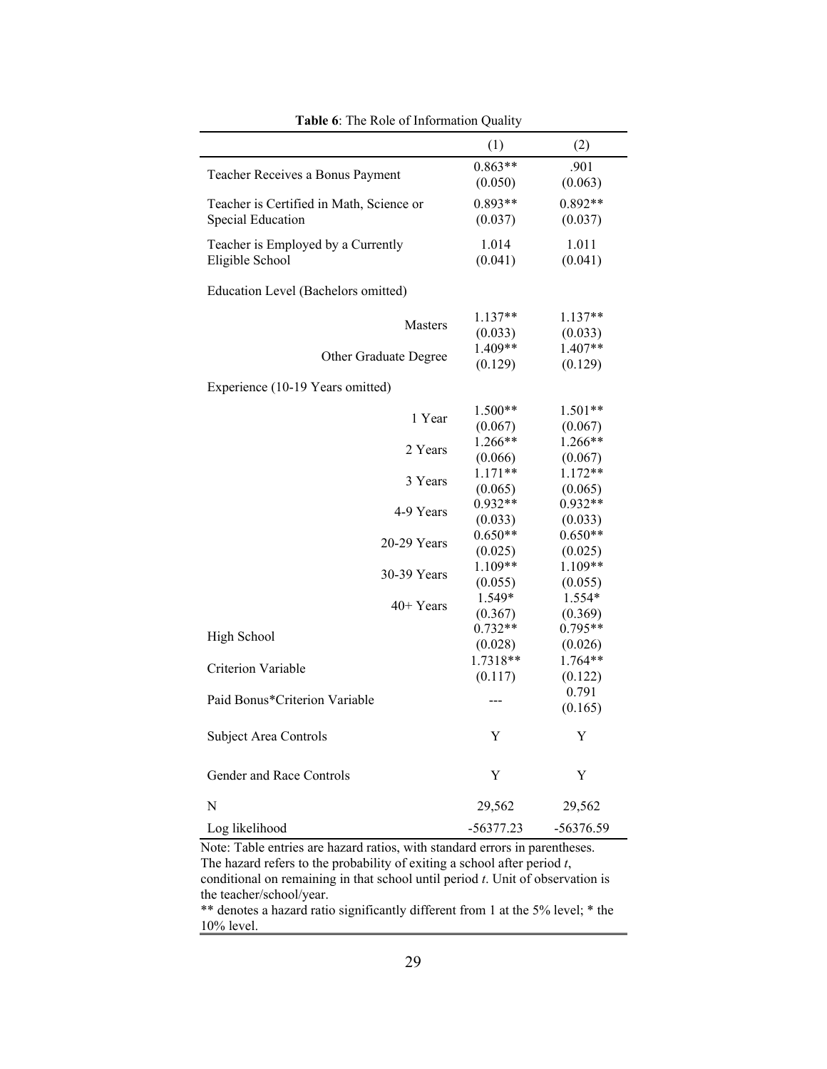**Table 6**: The Role of Information Quality

| | (1) | (2) |
|---|---|---|
| Teacher Receives a Bonus Payment | 0.863** | .901 |
| | (0.050) | (0.063) |
| Teacher is Certified in Math, Science or Special Education | 0.893** | 0.892** |
| | (0.037) | (0.037) |
| Teacher is Employed by a Currently Eligible School | 1.014 | 1.011 |
| | (0.041) | (0.041) |
| Education Level (Bachelors omitted) | | |
| Masters | 1.137** | 1.137** |
| | (0.033) | (0.033) |
| Other Graduate Degree | 1.409** | 1.407** |
| | (0.129) | (0.129) |
| Experience (10-19 Years omitted) | | |
| 1 Year | 1.500** | 1.501** |
| | (0.067) | (0.067) |
| 2 Years | 1.266** | 1.266** |
| | (0.066) | (0.067) |
| 3 Years | 1.171** | 1.172** |
| | (0.065) | (0.065) |
| 4-9 Years | 0.932** | 0.932** |
| | (0.033) | (0.033) |
| 20-29 Years | 0.650** | 0.650** |
| | (0.025) | (0.025) |
| 30-39 Years | 1.109** | 1.109** |
| | (0.055) | (0.055) |
| 40+ Years | 1.549* | 1.554* |
| | (0.367) | (0.369) |
| High School | 0.732** | 0.795** |
| | (0.028) | (0.026) |
| Criterion Variable | 1.7318** | 1.764** |
| | (0.117) | (0.122) |
| Paid Bonus*Criterion Variable | --- | 0.791 |
| | | (0.165) |
| Subject Area Controls | Y | Y |
| Gender and Race Controls | Y | Y |
| N | 29,562 | 29,562 |
| Log likelihood | -56377.23 | -56376.59 |

Note: Table entries are hazard ratios, with standard errors in parentheses. The hazard refers to the probability of exiting a school after period *t*, conditional on remaining in that school until period *t*. Unit of observation is the teacher/school/year.

** denotes a hazard ratio significantly different from 1 at the 5% level; * the 10% level.